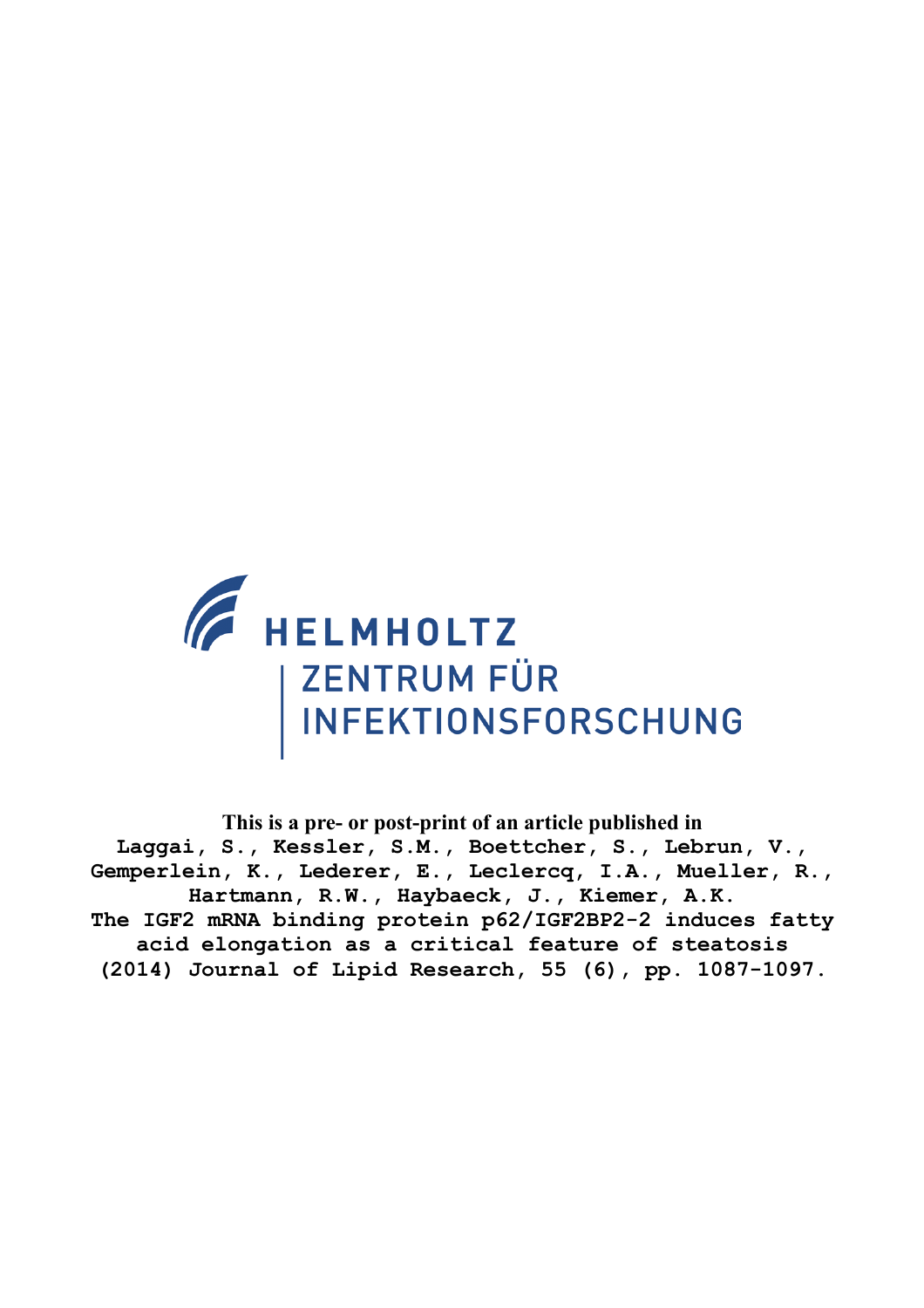HELMHOLTZ
ZENTRUM FÜR
INFEKTIONSFORSCHUNG

**This is a pre- or post-print of an article published in**

Laggai, S., Kessler, S.M., Boettcher, S., Lebrun, V., Gemperlein, K., Lederer, E., Leclercq, I.A., Mueller, R., Hartmann, R.W., Haybaeck, J., Kiemer, A.K.
The IGF2 mRNA binding protein p62/IGF2BP2-2 induces fatty acid elongation as a critical feature of steatosis
(2014) Journal of Lipid Research, 55 (6), pp. 1087-1097.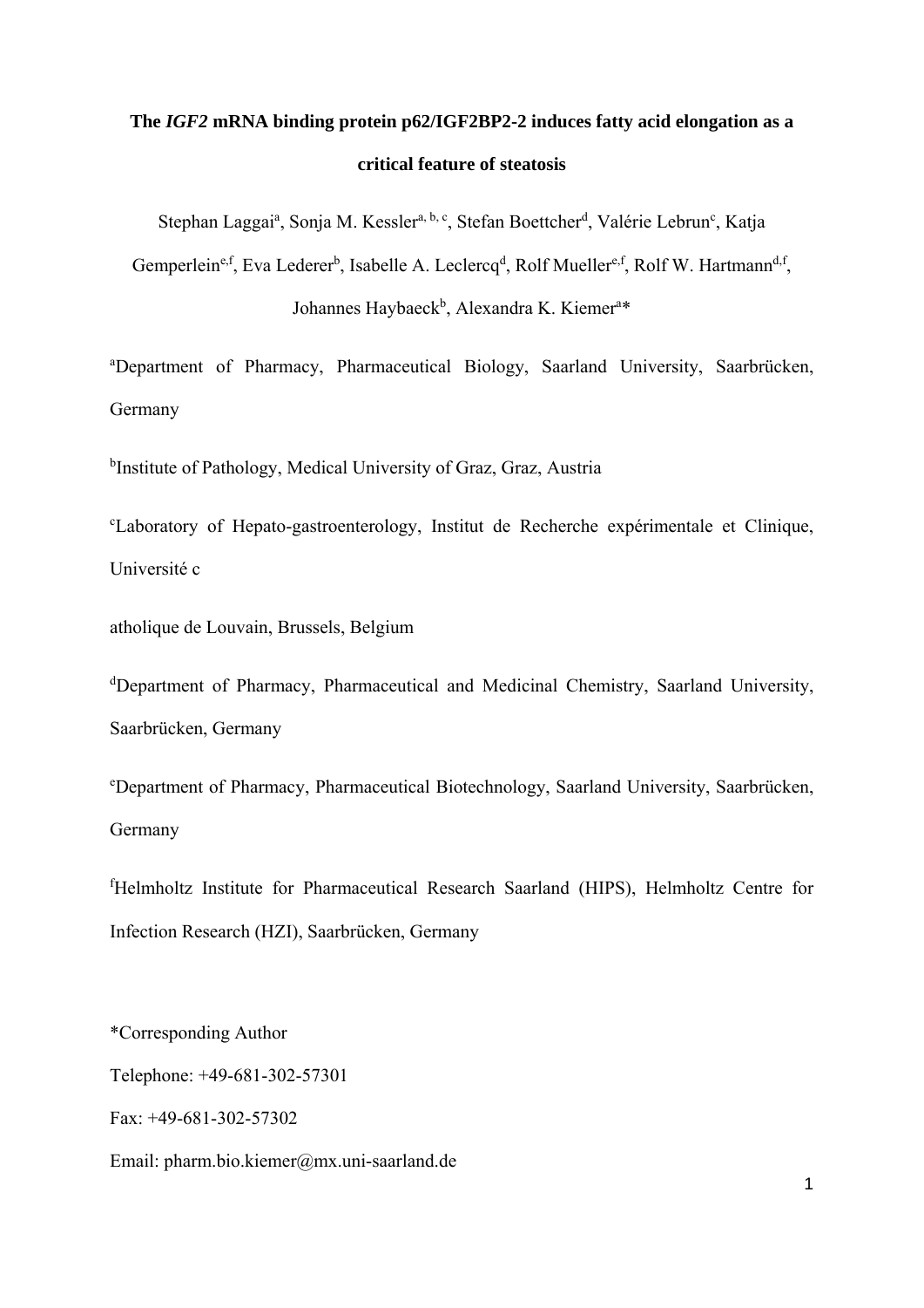# The *IGF2* mRNA binding protein p62/IGF2BP2-2 induces fatty acid elongation as a critical feature of steatosis

Stephan Laggai[a], Sonja M. Kessler[a, b, c], Stefan Boettcher[d], Valérie Lebrun[c], Katja Gemperlein[e,f], Eva Lederer[b], Isabelle A. Leclercq[d], Rolf Mueller[e,f], Rolf W. Hartmann[d,f], Johannes Haybaeck[b], Alexandra K. Kiemer[a]*

[a]Department of Pharmacy, Pharmaceutical Biology, Saarland University, Saarbrücken, Germany

[b]Institute of Pathology, Medical University of Graz, Graz, Austria

[c]Laboratory of Hepato-gastroenterology, Institut de Recherche expérimentale et Clinique, Université c

atholique de Louvain, Brussels, Belgium

[d]Department of Pharmacy, Pharmaceutical and Medicinal Chemistry, Saarland University, Saarbrücken, Germany

[e]Department of Pharmacy, Pharmaceutical Biotechnology, Saarland University, Saarbrücken, Germany

[f]Helmholtz Institute for Pharmaceutical Research Saarland (HIPS), Helmholtz Centre for Infection Research (HZI), Saarbrücken, Germany

*Corresponding Author

Telephone: +49-681-302-57301

Fax: +49-681-302-57302

Email: pharm.bio.kiemer@mx.uni-saarland.de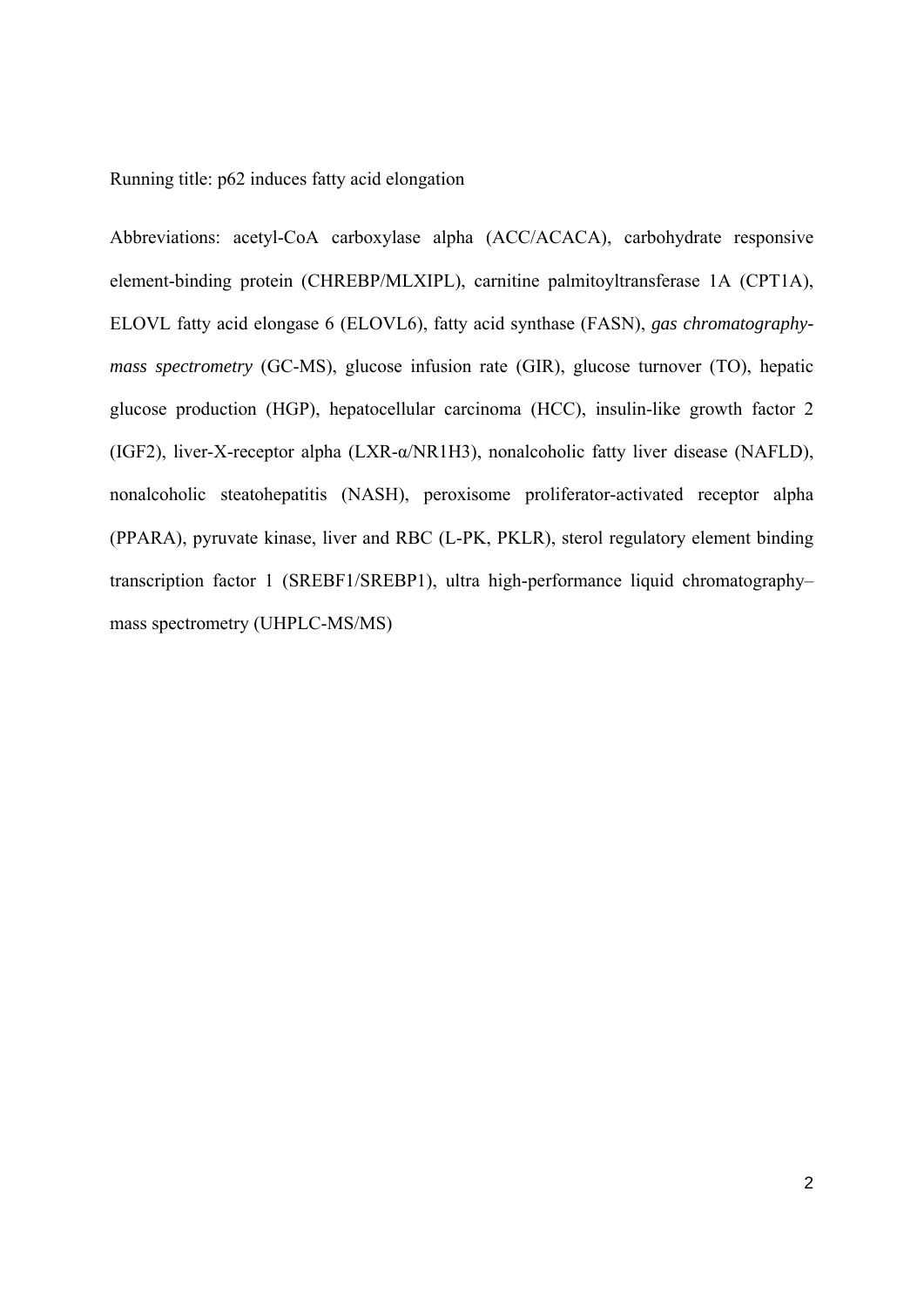Running title: p62 induces fatty acid elongation

Abbreviations: acetyl-CoA carboxylase alpha (ACC/ACACA), carbohydrate responsive element-binding protein (CHREBP/MLXIPL), carnitine palmitoyltransferase 1A (CPT1A), ELOVL fatty acid elongase 6 (ELOVL6), fatty acid synthase (FASN), *gas chromatography-mass spectrometry* (GC-MS), glucose infusion rate (GIR), glucose turnover (TO), hepatic glucose production (HGP), hepatocellular carcinoma (HCC), insulin-like growth factor 2 (IGF2), liver-X-receptor alpha (LXR-α/NR1H3), nonalcoholic fatty liver disease (NAFLD), nonalcoholic steatohepatitis (NASH), peroxisome proliferator-activated receptor alpha (PPARA), pyruvate kinase, liver and RBC (L-PK, PKLR), sterol regulatory element binding transcription factor 1 (SREBF1/SREBP1), ultra high-performance liquid chromatography–mass spectrometry (UHPLC-MS/MS)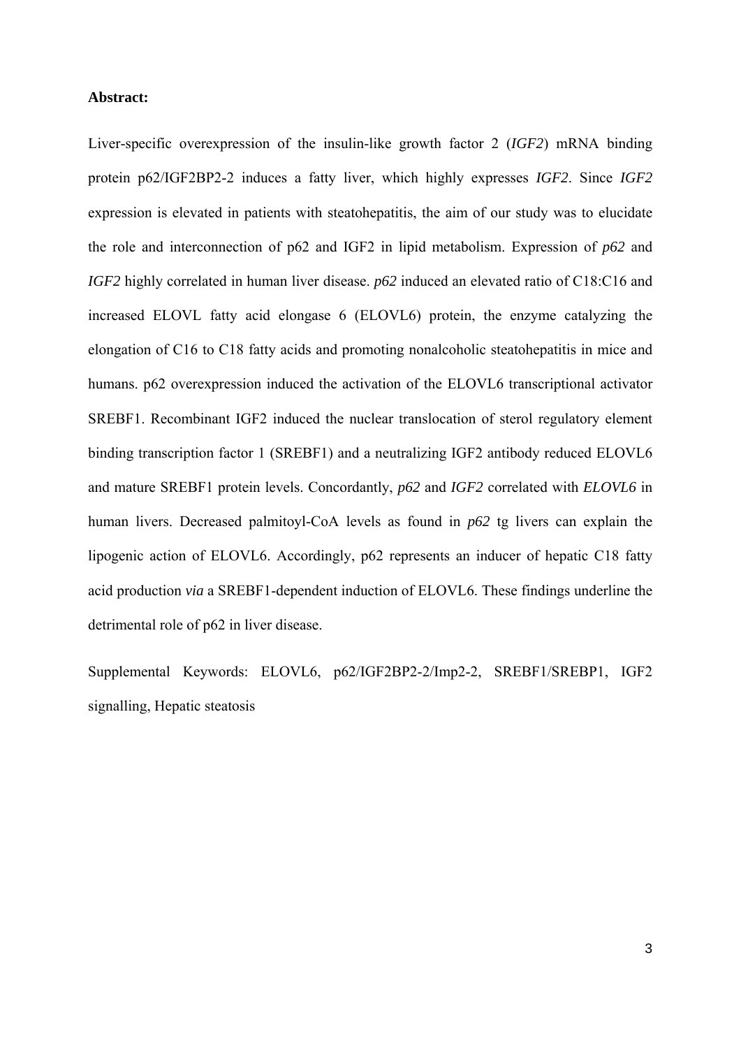**Abstract:**

Liver-specific overexpression of the insulin-like growth factor 2 (*IGF2*) mRNA binding protein p62/IGF2BP2-2 induces a fatty liver, which highly expresses *IGF2*. Since *IGF2* expression is elevated in patients with steatohepatitis, the aim of our study was to elucidate the role and interconnection of p62 and IGF2 in lipid metabolism. Expression of *p62* and *IGF2* highly correlated in human liver disease. *p62* induced an elevated ratio of C18:C16 and increased ELOVL fatty acid elongase 6 (ELOVL6) protein, the enzyme catalyzing the elongation of C16 to C18 fatty acids and promoting nonalcoholic steatohepatitis in mice and humans. p62 overexpression induced the activation of the ELOVL6 transcriptional activator SREBF1. Recombinant IGF2 induced the nuclear translocation of sterol regulatory element binding transcription factor 1 (SREBF1) and a neutralizing IGF2 antibody reduced ELOVL6 and mature SREBF1 protein levels. Concordantly, *p62* and *IGF2* correlated with *ELOVL6* in human livers. Decreased palmitoyl-CoA levels as found in *p62* tg livers can explain the lipogenic action of ELOVL6. Accordingly, p62 represents an inducer of hepatic C18 fatty acid production *via* a SREBF1-dependent induction of ELOVL6. These findings underline the detrimental role of p62 in liver disease.

Supplemental Keywords: ELOVL6, p62/IGF2BP2-2/Imp2-2, SREBF1/SREBP1, IGF2 signalling, Hepatic steatosis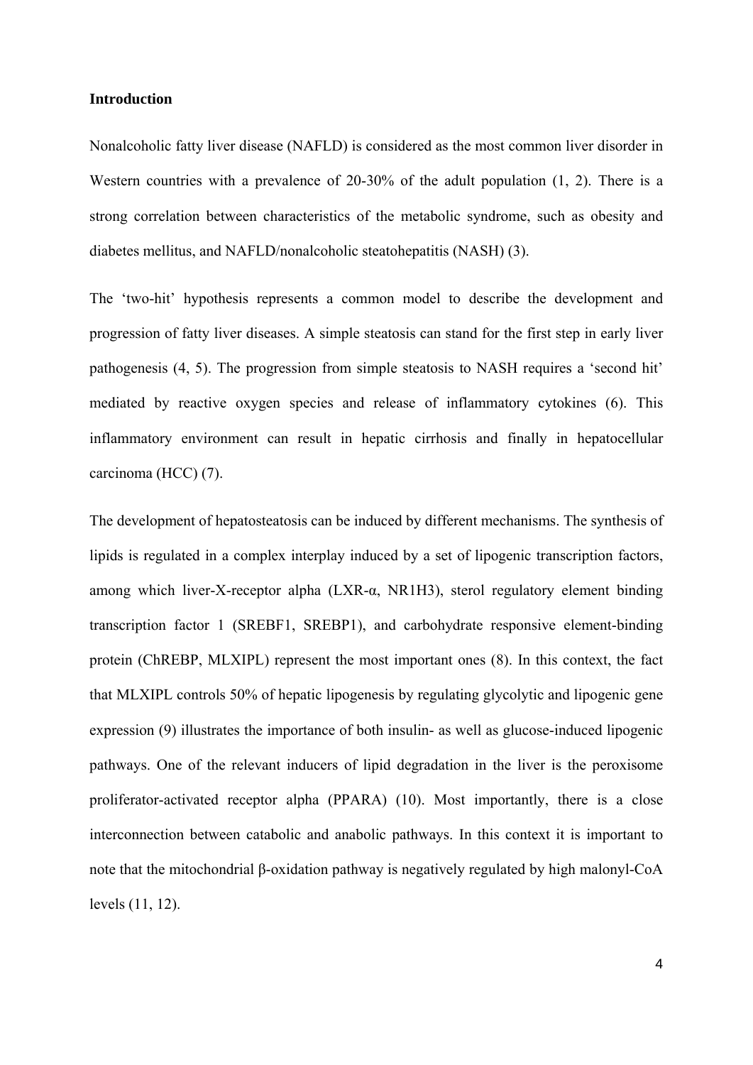**Introduction**

Nonalcoholic fatty liver disease (NAFLD) is considered as the most common liver disorder in Western countries with a prevalence of 20-30% of the adult population (1, 2). There is a strong correlation between characteristics of the metabolic syndrome, such as obesity and diabetes mellitus, and NAFLD/nonalcoholic steatohepatitis (NASH) (3).

The 'two-hit' hypothesis represents a common model to describe the development and progression of fatty liver diseases. A simple steatosis can stand for the first step in early liver pathogenesis (4, 5). The progression from simple steatosis to NASH requires a 'second hit' mediated by reactive oxygen species and release of inflammatory cytokines (6). This inflammatory environment can result in hepatic cirrhosis and finally in hepatocellular carcinoma (HCC) (7).

The development of hepatosteatosis can be induced by different mechanisms. The synthesis of lipids is regulated in a complex interplay induced by a set of lipogenic transcription factors, among which liver-X-receptor alpha (LXR-α, NR1H3), sterol regulatory element binding transcription factor 1 (SREBF1, SREBP1), and carbohydrate responsive element-binding protein (ChREBP, MLXIPL) represent the most important ones (8). In this context, the fact that MLXIPL controls 50% of hepatic lipogenesis by regulating glycolytic and lipogenic gene expression (9) illustrates the importance of both insulin- as well as glucose-induced lipogenic pathways. One of the relevant inducers of lipid degradation in the liver is the peroxisome proliferator-activated receptor alpha (PPARA) (10). Most importantly, there is a close interconnection between catabolic and anabolic pathways. In this context it is important to note that the mitochondrial β-oxidation pathway is negatively regulated by high malonyl-CoA levels (11, 12).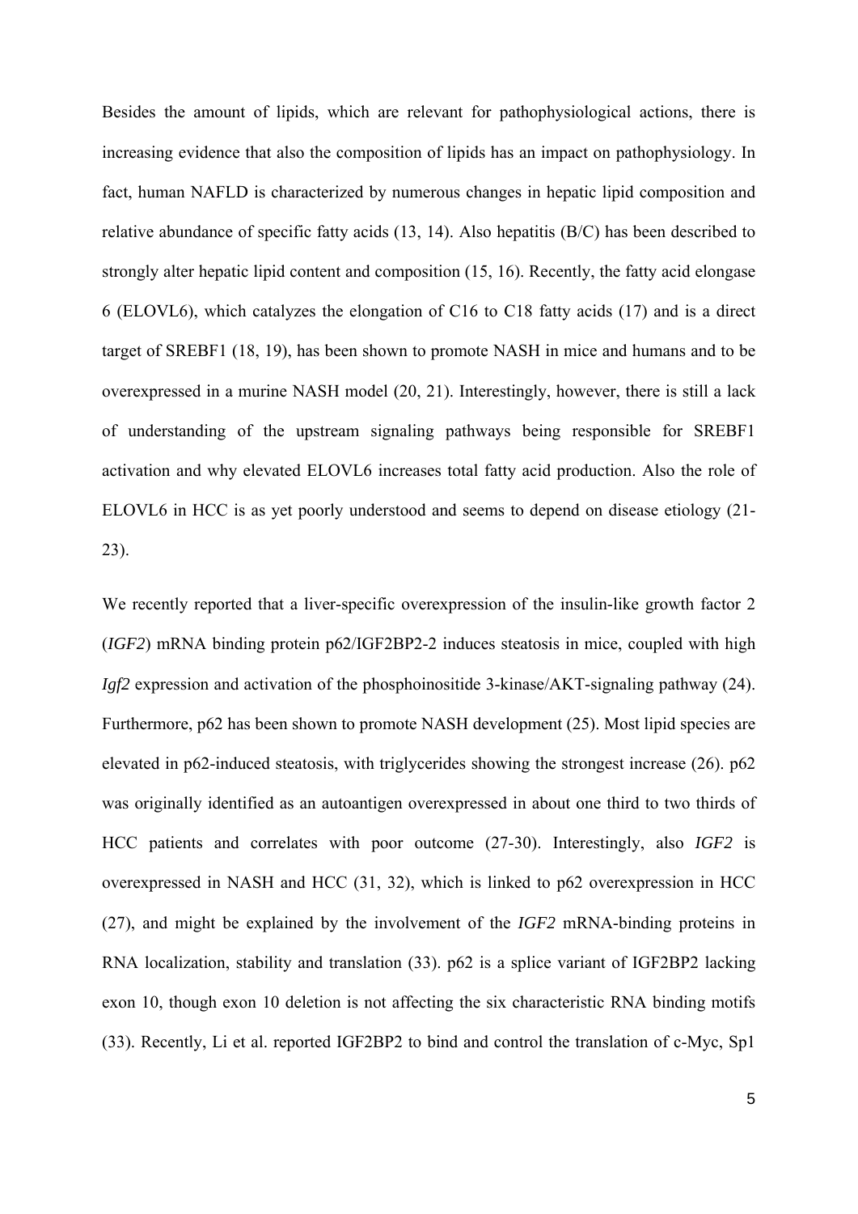Besides the amount of lipids, which are relevant for pathophysiological actions, there is increasing evidence that also the composition of lipids has an impact on pathophysiology. In fact, human NAFLD is characterized by numerous changes in hepatic lipid composition and relative abundance of specific fatty acids (13, 14). Also hepatitis (B/C) has been described to strongly alter hepatic lipid content and composition (15, 16). Recently, the fatty acid elongase 6 (ELOVL6), which catalyzes the elongation of C16 to C18 fatty acids (17) and is a direct target of SREBF1 (18, 19), has been shown to promote NASH in mice and humans and to be overexpressed in a murine NASH model (20, 21). Interestingly, however, there is still a lack of understanding of the upstream signaling pathways being responsible for SREBF1 activation and why elevated ELOVL6 increases total fatty acid production. Also the role of ELOVL6 in HCC is as yet poorly understood and seems to depend on disease etiology (21-23).

We recently reported that a liver-specific overexpression of the insulin-like growth factor 2 (*IGF2*) mRNA binding protein p62/IGF2BP2-2 induces steatosis in mice, coupled with high *Igf2* expression and activation of the phosphoinositide 3-kinase/AKT-signaling pathway (24). Furthermore, p62 has been shown to promote NASH development (25). Most lipid species are elevated in p62-induced steatosis, with triglycerides showing the strongest increase (26). p62 was originally identified as an autoantigen overexpressed in about one third to two thirds of HCC patients and correlates with poor outcome (27-30). Interestingly, also *IGF2* is overexpressed in NASH and HCC (31, 32), which is linked to p62 overexpression in HCC (27), and might be explained by the involvement of the *IGF2* mRNA-binding proteins in RNA localization, stability and translation (33). p62 is a splice variant of IGF2BP2 lacking exon 10, though exon 10 deletion is not affecting the six characteristic RNA binding motifs (33). Recently, Li et al. reported IGF2BP2 to bind and control the translation of c-Myc, Sp1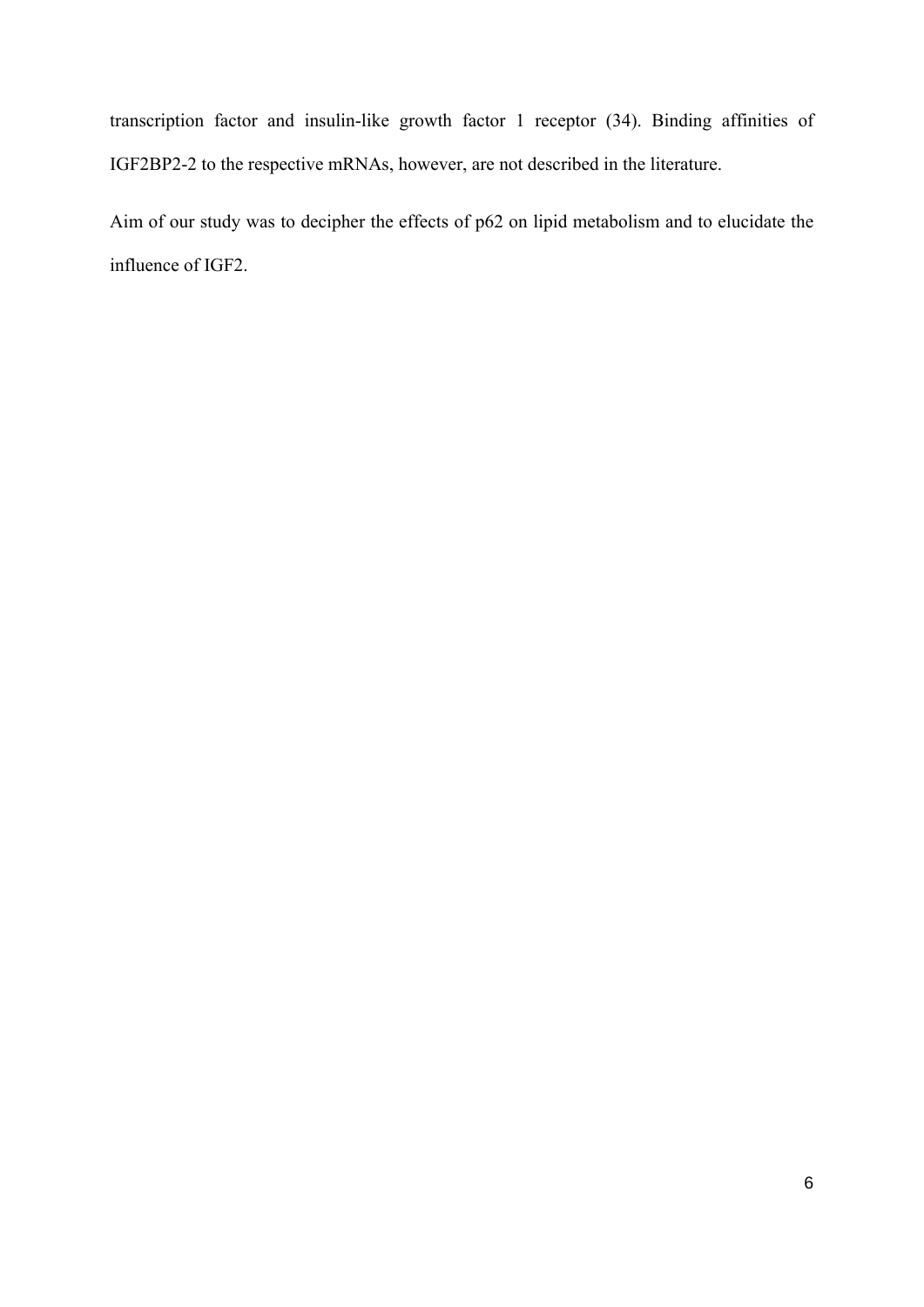transcription factor and insulin-like growth factor 1 receptor (34). Binding affinities of IGF2BP2-2 to the respective mRNAs, however, are not described in the literature.

Aim of our study was to decipher the effects of p62 on lipid metabolism and to elucidate the influence of IGF2.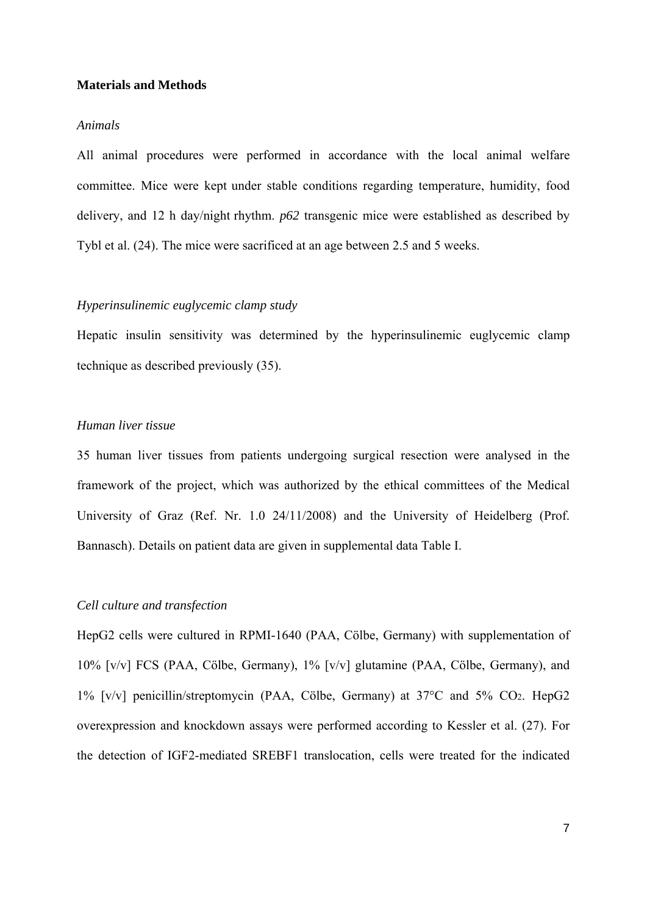## Materials and Methods

### *Animals*

All animal procedures were performed in accordance with the local animal welfare committee. Mice were kept under stable conditions regarding temperature, humidity, food delivery, and 12 h day/night rhythm. *p62* transgenic mice were established as described by Tybl et al. (24). The mice were sacrificed at an age between 2.5 and 5 weeks.

### *Hyperinsulinemic euglycemic clamp study*

Hepatic insulin sensitivity was determined by the hyperinsulinemic euglycemic clamp technique as described previously (35).

### *Human liver tissue*

35 human liver tissues from patients undergoing surgical resection were analysed in the framework of the project, which was authorized by the ethical committees of the Medical University of Graz (Ref. Nr. 1.0 24/11/2008) and the University of Heidelberg (Prof. Bannasch). Details on patient data are given in supplemental data Table I.

### *Cell culture and transfection*

HepG2 cells were cultured in RPMI-1640 (PAA, Cölbe, Germany) with supplementation of 10% [v/v] FCS (PAA, Cölbe, Germany), 1% [v/v] glutamine (PAA, Cölbe, Germany), and 1% [v/v] penicillin/streptomycin (PAA, Cölbe, Germany) at 37°C and 5% $CO_2$. HepG2 overexpression and knockdown assays were performed according to Kessler et al. (27). For the detection of IGF2-mediated SREBF1 translocation, cells were treated for the indicated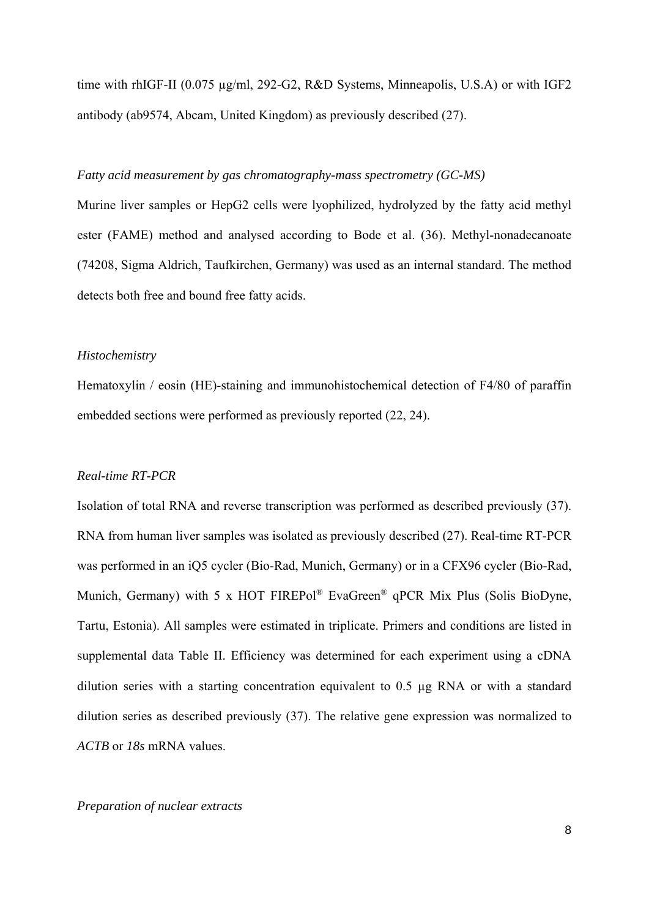time with rhIGF-II (0.075 µg/ml, 292-G2, R&D Systems, Minneapolis, U.S.A) or with IGF2 antibody (ab9574, Abcam, United Kingdom) as previously described (27).

### *Fatty acid measurement by gas chromatography-mass spectrometry (GC-MS)*

Murine liver samples or HepG2 cells were lyophilized, hydrolyzed by the fatty acid methyl ester (FAME) method and analysed according to Bode et al. (36). Methyl-nonadecanoate (74208, Sigma Aldrich, Taufkirchen, Germany) was used as an internal standard. The method detects both free and bound free fatty acids.

### *Histochemistry*

Hematoxylin / eosin (HE)-staining and immunohistochemical detection of F4/80 of paraffin embedded sections were performed as previously reported (22, 24).

### *Real-time RT-PCR*

Isolation of total RNA and reverse transcription was performed as described previously (37). RNA from human liver samples was isolated as previously described (27). Real-time RT-PCR was performed in an iQ5 cycler (Bio-Rad, Munich, Germany) or in a CFX96 cycler (Bio-Rad, Munich, Germany) with 5 x HOT FIREPol® EvaGreen® qPCR Mix Plus (Solis BioDyne, Tartu, Estonia). All samples were estimated in triplicate. Primers and conditions are listed in supplemental data Table II. Efficiency was determined for each experiment using a cDNA dilution series with a starting concentration equivalent to 0.5 µg RNA or with a standard dilution series as described previously (37). The relative gene expression was normalized to *ACTB* or *18s* mRNA values.

### *Preparation of nuclear extracts*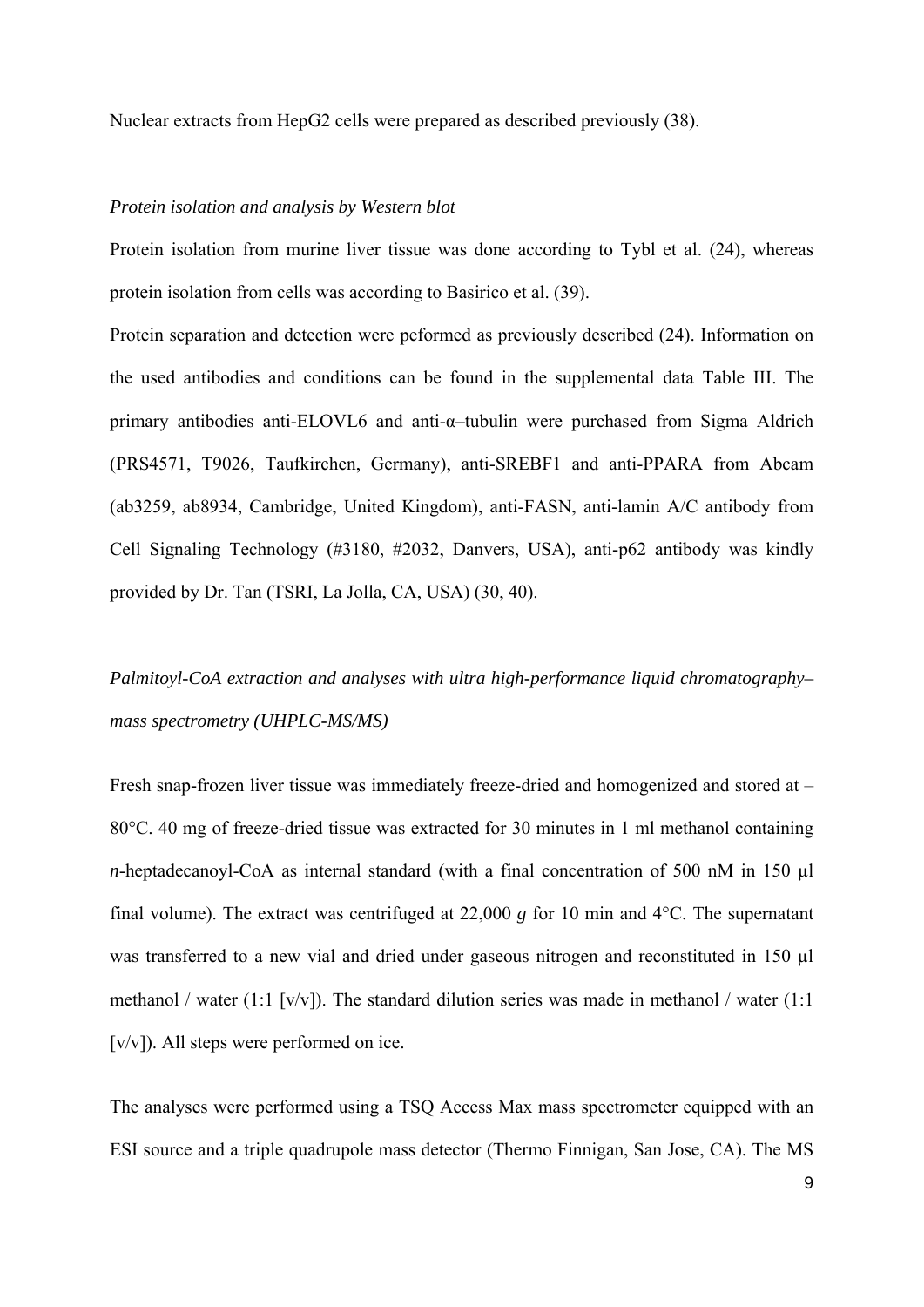Nuclear extracts from HepG2 cells were prepared as described previously (38).

*Protein isolation and analysis by Western blot*

Protein isolation from murine liver tissue was done according to Tybl et al. (24), whereas protein isolation from cells was according to Basirico et al. (39).

Protein separation and detection were peformed as previously described (24). Information on the used antibodies and conditions can be found in the supplemental data Table III. The primary antibodies anti-ELOVL6 and anti-α–tubulin were purchased from Sigma Aldrich (PRS4571, T9026, Taufkirchen, Germany), anti-SREBF1 and anti-PPARA from Abcam (ab3259, ab8934, Cambridge, United Kingdom), anti-FASN, anti-lamin A/C antibody from Cell Signaling Technology (#3180, #2032, Danvers, USA), anti-p62 antibody was kindly provided by Dr. Tan (TSRI, La Jolla, CA, USA) (30, 40).

*Palmitoyl-CoA extraction and analyses with ultra high-performance liquid chromatography–mass spectrometry (UHPLC-MS/MS)*

Fresh snap-frozen liver tissue was immediately freeze-dried and homogenized and stored at –80°C. 40 mg of freeze-dried tissue was extracted for 30 minutes in 1 ml methanol containing *n*-heptadecanoyl-CoA as internal standard (with a final concentration of 500 nM in 150 µl final volume). The extract was centrifuged at 22,000 *g* for 10 min and 4°C. The supernatant was transferred to a new vial and dried under gaseous nitrogen and reconstituted in 150 µl methanol / water (1:1 [v/v]). The standard dilution series was made in methanol / water (1:1 [v/v]). All steps were performed on ice.

The analyses were performed using a TSQ Access Max mass spectrometer equipped with an ESI source and a triple quadrupole mass detector (Thermo Finnigan, San Jose, CA). The MS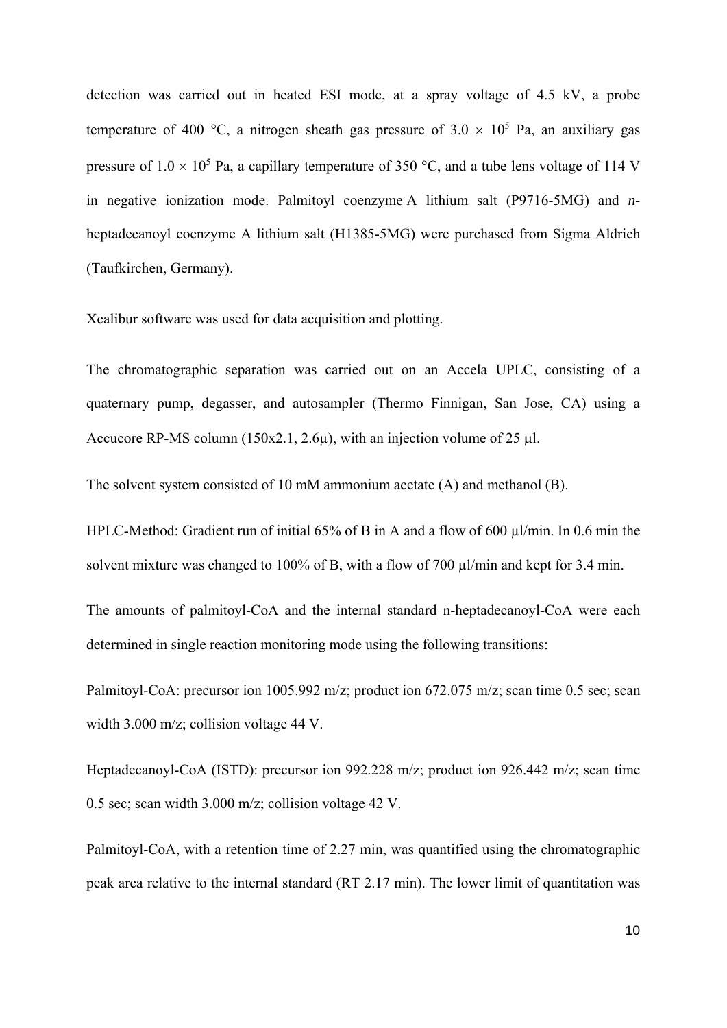detection was carried out in heated ESI mode, at a spray voltage of 4.5 kV, a probe temperature of 400 °C, a nitrogen sheath gas pressure of $3.0 \times 10^5$ Pa, an auxiliary gas pressure of $1.0 \times 10^5$ Pa, a capillary temperature of 350 °C, and a tube lens voltage of 114 V in negative ionization mode. Palmitoyl coenzyme A lithium salt (P9716-5MG) and *n*-heptadecanoyl coenzyme A lithium salt (H1385-5MG) were purchased from Sigma Aldrich (Taufkirchen, Germany).

Xcalibur software was used for data acquisition and plotting.

The chromatographic separation was carried out on an Accela UPLC, consisting of a quaternary pump, degasser, and autosampler (Thermo Finnigan, San Jose, CA) using a Accucore RP-MS column (150x2.1, 2.6µ), with an injection volume of 25 µl.

The solvent system consisted of 10 mM ammonium acetate (A) and methanol (B).

HPLC-Method: Gradient run of initial 65% of B in A and a flow of 600 µl/min. In 0.6 min the solvent mixture was changed to 100% of B, with a flow of 700 µl/min and kept for 3.4 min.

The amounts of palmitoyl-CoA and the internal standard n-heptadecanoyl-CoA were each determined in single reaction monitoring mode using the following transitions:

Palmitoyl-CoA: precursor ion 1005.992 m/z; product ion 672.075 m/z; scan time 0.5 sec; scan width 3.000 m/z; collision voltage 44 V.

Heptadecanoyl-CoA (ISTD): precursor ion 992.228 m/z; product ion 926.442 m/z; scan time 0.5 sec; scan width 3.000 m/z; collision voltage 42 V.

Palmitoyl-CoA, with a retention time of 2.27 min, was quantified using the chromatographic peak area relative to the internal standard (RT 2.17 min). The lower limit of quantitation was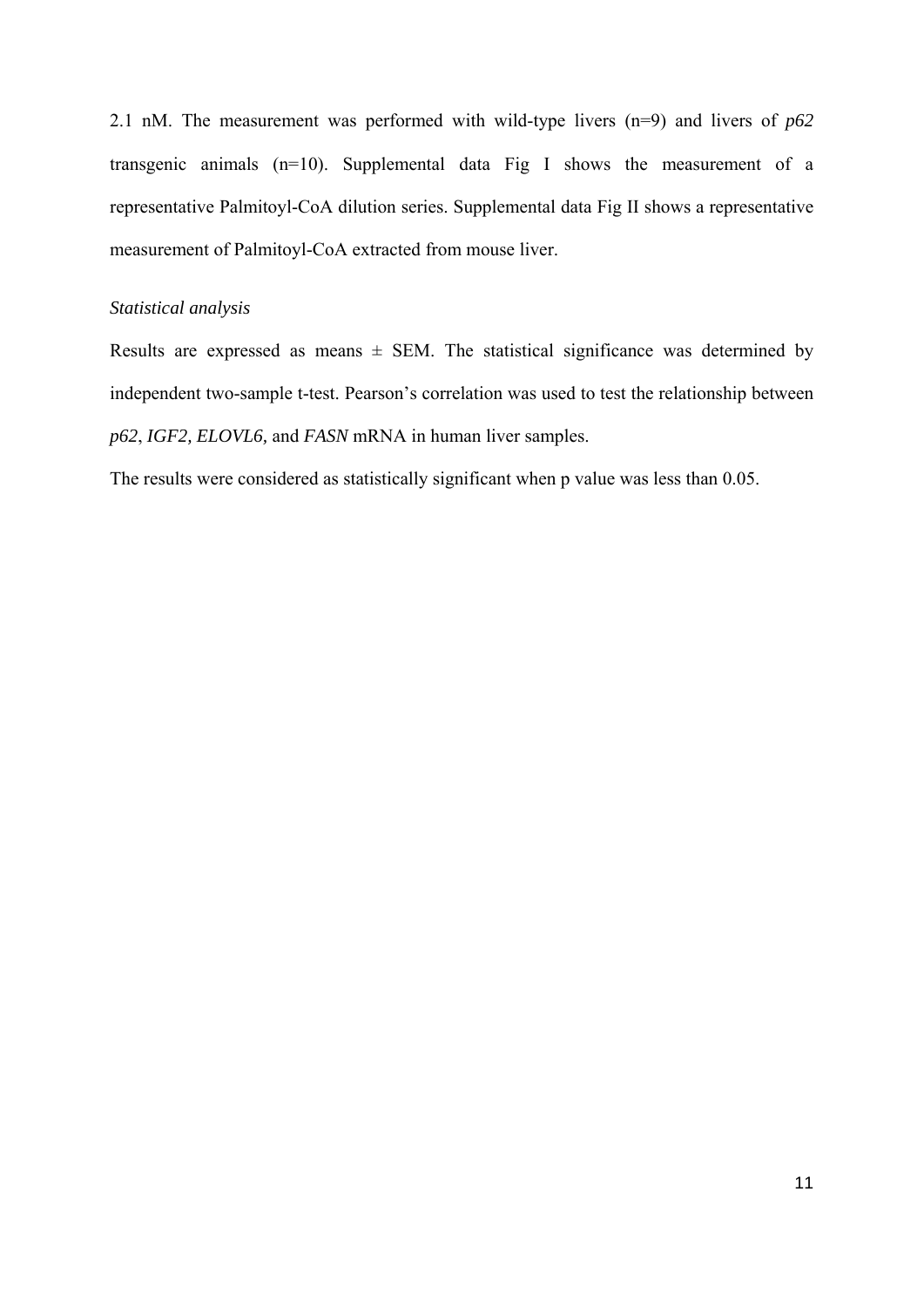2.1 nM. The measurement was performed with wild-type livers (n=9) and livers of *p62* transgenic animals (n=10). Supplemental data Fig I shows the measurement of a representative Palmitoyl-CoA dilution series. Supplemental data Fig II shows a representative measurement of Palmitoyl-CoA extracted from mouse liver.

*Statistical analysis*

Results are expressed as means ± SEM. The statistical significance was determined by independent two-sample t-test. Pearson's correlation was used to test the relationship between *p62*, *IGF2, ELOVL6,* and *FASN* mRNA in human liver samples.

The results were considered as statistically significant when p value was less than 0.05.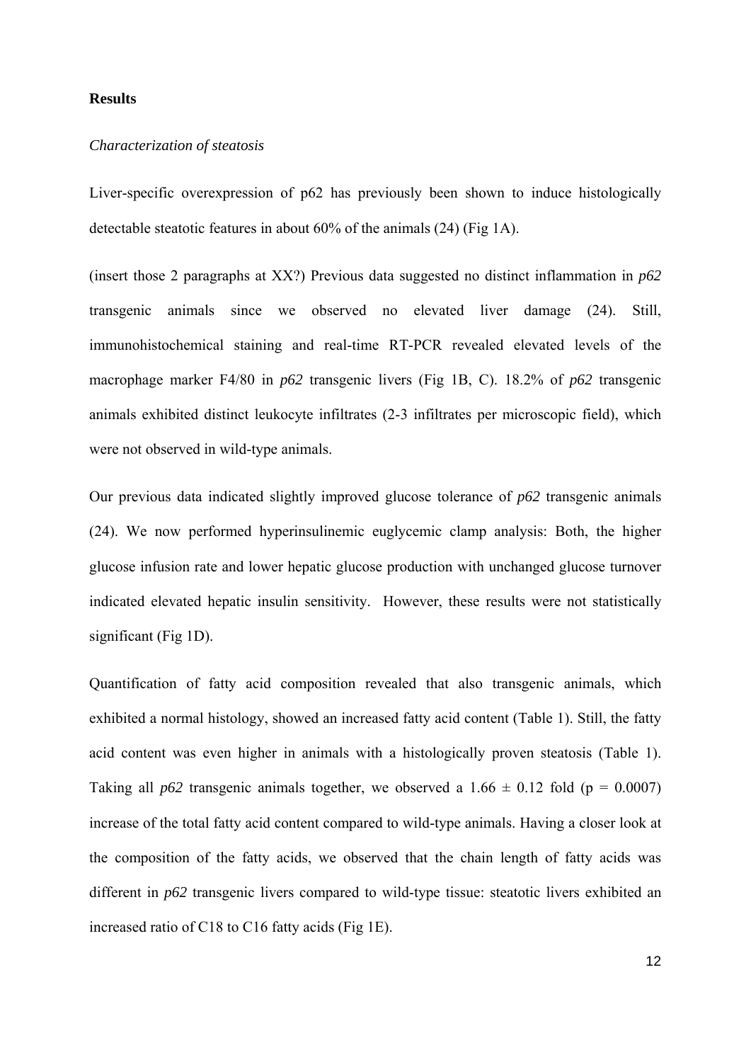## Results

### *Characterization of steatosis*

Liver-specific overexpression of p62 has previously been shown to induce histologically detectable steatotic features in about 60% of the animals (24) (Fig 1A).

(insert those 2 paragraphs at XX?) Previous data suggested no distinct inflammation in *p62* transgenic animals since we observed no elevated liver damage (24). Still, immunohistochemical staining and real-time RT-PCR revealed elevated levels of the macrophage marker F4/80 in *p62* transgenic livers (Fig 1B, C). 18.2% of *p62* transgenic animals exhibited distinct leukocyte infiltrates (2-3 infiltrates per microscopic field), which were not observed in wild-type animals.

Our previous data indicated slightly improved glucose tolerance of *p62* transgenic animals (24). We now performed hyperinsulinemic euglycemic clamp analysis: Both, the higher glucose infusion rate and lower hepatic glucose production with unchanged glucose turnover indicated elevated hepatic insulin sensitivity. However, these results were not statistically significant (Fig 1D).

Quantification of fatty acid composition revealed that also transgenic animals, which exhibited a normal histology, showed an increased fatty acid content (Table 1). Still, the fatty acid content was even higher in animals with a histologically proven steatosis (Table 1). Taking all *p62* transgenic animals together, we observed a $1.66 \pm 0.12$ fold ($p = 0.0007$) increase of the total fatty acid content compared to wild-type animals. Having a closer look at the composition of the fatty acids, we observed that the chain length of fatty acids was different in *p62* transgenic livers compared to wild-type tissue: steatotic livers exhibited an increased ratio of C18 to C16 fatty acids (Fig 1E).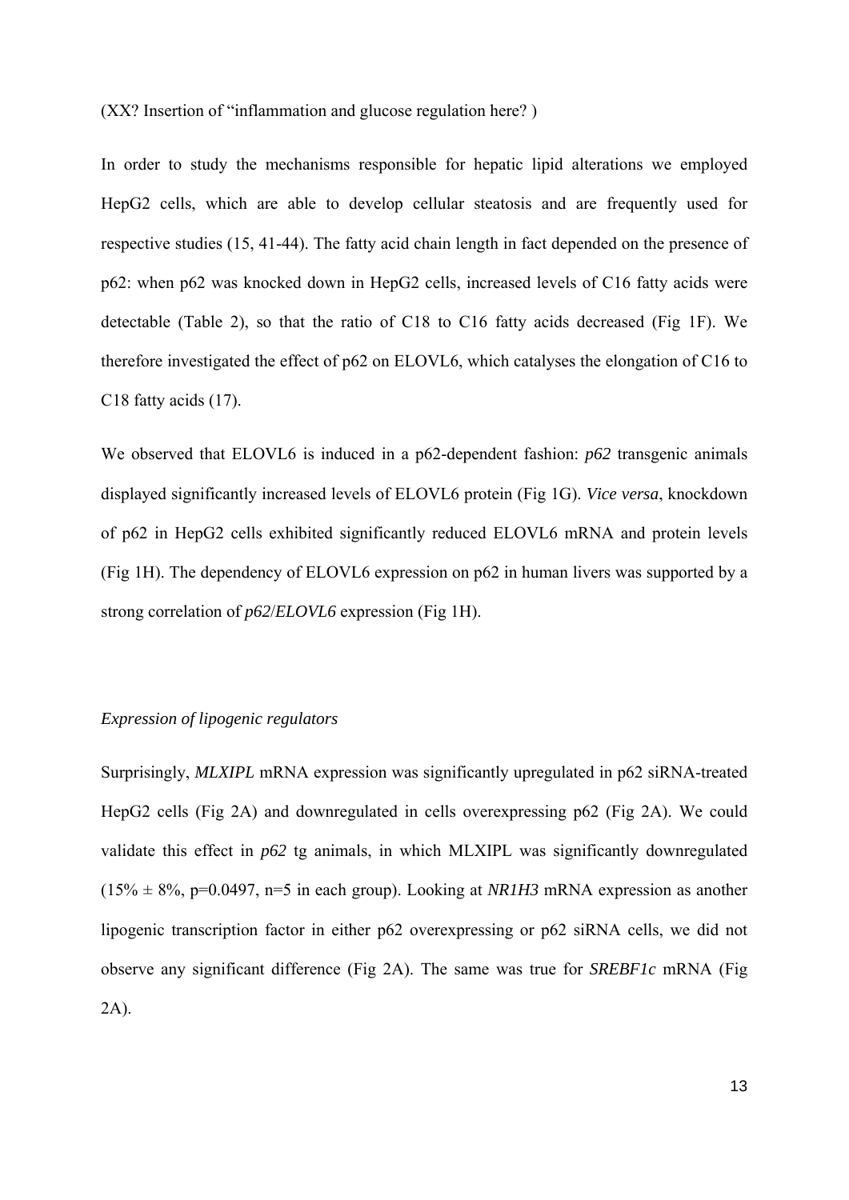(XX? Insertion of "inflammation and glucose regulation here? )

In order to study the mechanisms responsible for hepatic lipid alterations we employed HepG2 cells, which are able to develop cellular steatosis and are frequently used for respective studies (15, 41-44). The fatty acid chain length in fact depended on the presence of p62: when p62 was knocked down in HepG2 cells, increased levels of C16 fatty acids were detectable (Table 2), so that the ratio of C18 to C16 fatty acids decreased (Fig 1F). We therefore investigated the effect of p62 on ELOVL6, which catalyses the elongation of C16 to C18 fatty acids (17).

We observed that ELOVL6 is induced in a p62-dependent fashion: *p62* transgenic animals displayed significantly increased levels of ELOVL6 protein (Fig 1G). *Vice versa*, knockdown of p62 in HepG2 cells exhibited significantly reduced ELOVL6 mRNA and protein levels (Fig 1H). The dependency of ELOVL6 expression on p62 in human livers was supported by a strong correlation of *p62*/*ELOVL6* expression (Fig 1H).

*Expression of lipogenic regulators*

Surprisingly, *MLXIPL* mRNA expression was significantly upregulated in p62 siRNA-treated HepG2 cells (Fig 2A) and downregulated in cells overexpressing p62 (Fig 2A). We could validate this effect in *p62* tg animals, in which MLXIPL was significantly downregulated (15% ± 8%, $p=0.0497$, $n=5$ in each group). Looking at *NR1H3* mRNA expression as another lipogenic transcription factor in either p62 overexpressing or p62 siRNA cells, we did not observe any significant difference (Fig 2A). The same was true for ***SREBF1c*** mRNA (Fig 2A).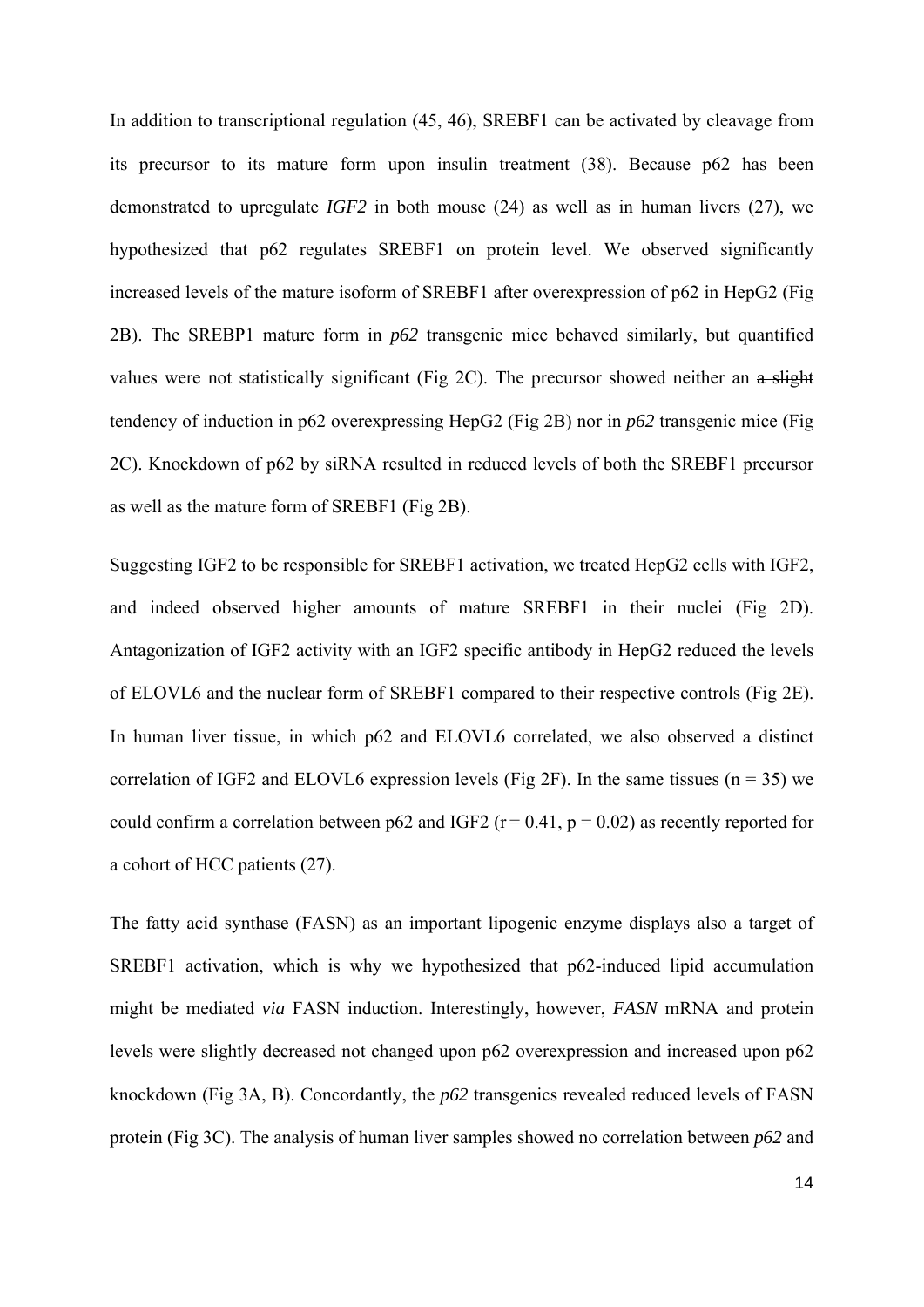In addition to transcriptional regulation (45, 46), SREBF1 can be activated by cleavage from its precursor to its mature form upon insulin treatment (38). Because p62 has been demonstrated to upregulate *IGF2* in both mouse (24) as well as in human livers (27), we hypothesized that p62 regulates SREBF1 on protein level. We observed significantly increased levels of the mature isoform of SREBF1 after overexpression of p62 in HepG2 (Fig 2B). The SREBP1 mature form in *p62* transgenic mice behaved similarly, but quantified values were not statistically significant (Fig 2C). The precursor showed neither an ~~a slight tendency of~~ induction in p62 overexpressing HepG2 (Fig 2B) nor in *p62* transgenic mice (Fig 2C). Knockdown of p62 by siRNA resulted in reduced levels of both the SREBF1 precursor as well as the mature form of SREBF1 (Fig 2B).

Suggesting IGF2 to be responsible for SREBF1 activation, we treated HepG2 cells with IGF2, and indeed observed higher amounts of mature SREBF1 in their nuclei (Fig 2D). Antagonization of IGF2 activity with an IGF2 specific antibody in HepG2 reduced the levels of ELOVL6 and the nuclear form of SREBF1 compared to their respective controls (Fig 2E). In human liver tissue, in which p62 and ELOVL6 correlated, we also observed a distinct correlation of IGF2 and ELOVL6 expression levels (Fig 2F). In the same tissues ($n = 35$) we could confirm a correlation between p62 and IGF2 ($r = 0.41$, $p = 0.02$) as recently reported for a cohort of HCC patients (27).

The fatty acid synthase (FASN) as an important lipogenic enzyme displays also a target of SREBF1 activation, which is why we hypothesized that p62-induced lipid accumulation might be mediated *via* FASN induction. Interestingly, however, *FASN* mRNA and protein levels were ~~slightly decreased~~ not changed upon p62 overexpression and increased upon p62 knockdown (Fig 3A, B). Concordantly, the *p62* transgenics revealed reduced levels of FASN protein (Fig 3C). The analysis of human liver samples showed no correlation between *p62* and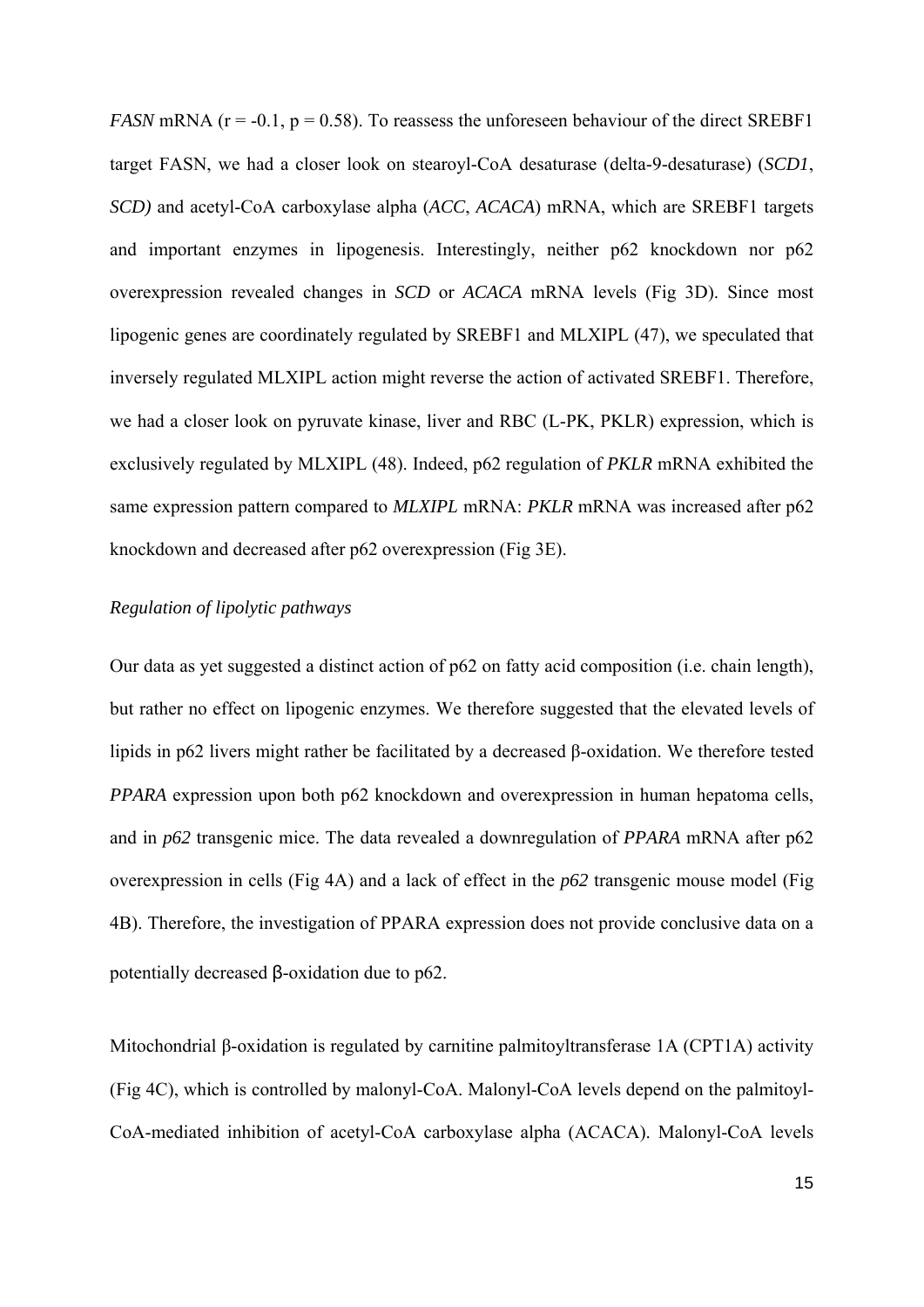*FASN* mRNA ($r = -0.1$, $p = 0.58$). To reassess the unforeseen behaviour of the direct SREBF1 target FASN, we had a closer look on stearoyl-CoA desaturase (delta-9-desaturase) (*SCD1*, *SCD)* and acetyl-CoA carboxylase alpha (*ACC*, *ACACA*) mRNA, which are SREBF1 targets and important enzymes in lipogenesis. Interestingly, neither p62 knockdown nor p62 overexpression revealed changes in *SCD* or *ACACA* mRNA levels (Fig 3D). Since most lipogenic genes are coordinately regulated by SREBF1 and MLXIPL (47), we speculated that inversely regulated MLXIPL action might reverse the action of activated SREBF1. Therefore, we had a closer look on pyruvate kinase, liver and RBC (L-PK, PKLR) expression, which is exclusively regulated by MLXIPL (48). Indeed, p62 regulation of ***PKLR*** mRNA exhibited the same expression pattern compared to ***MLXIPL*** mRNA: *PKLR* mRNA was increased after p62 knockdown and decreased after p62 overexpression (Fig 3E).

*Regulation of lipolytic pathways*

Our data as yet suggested a distinct action of p62 on fatty acid composition (i.e. chain length), but rather no effect on lipogenic enzymes. We therefore suggested that the elevated levels of lipids in p62 livers might rather be facilitated by a decreased β-oxidation. We therefore tested *PPARA* expression upon both p62 knockdown and overexpression in human hepatoma cells, and in *p62* transgenic mice. The data revealed a downregulation of ***PPARA*** mRNA after p62 overexpression in cells (Fig 4A) and a lack of effect in the *p62* transgenic mouse model (Fig 4B). Therefore, the investigation of PPARA expression does not provide conclusive data on a potentially decreased β-oxidation due to p62.

Mitochondrial β-oxidation is regulated by carnitine palmitoyltransferase 1A (CPT1A) activity (Fig 4C), which is controlled by malonyl-CoA. Malonyl-CoA levels depend on the palmitoyl-CoA-mediated inhibition of acetyl-CoA carboxylase alpha (ACACA). Malonyl-CoA levels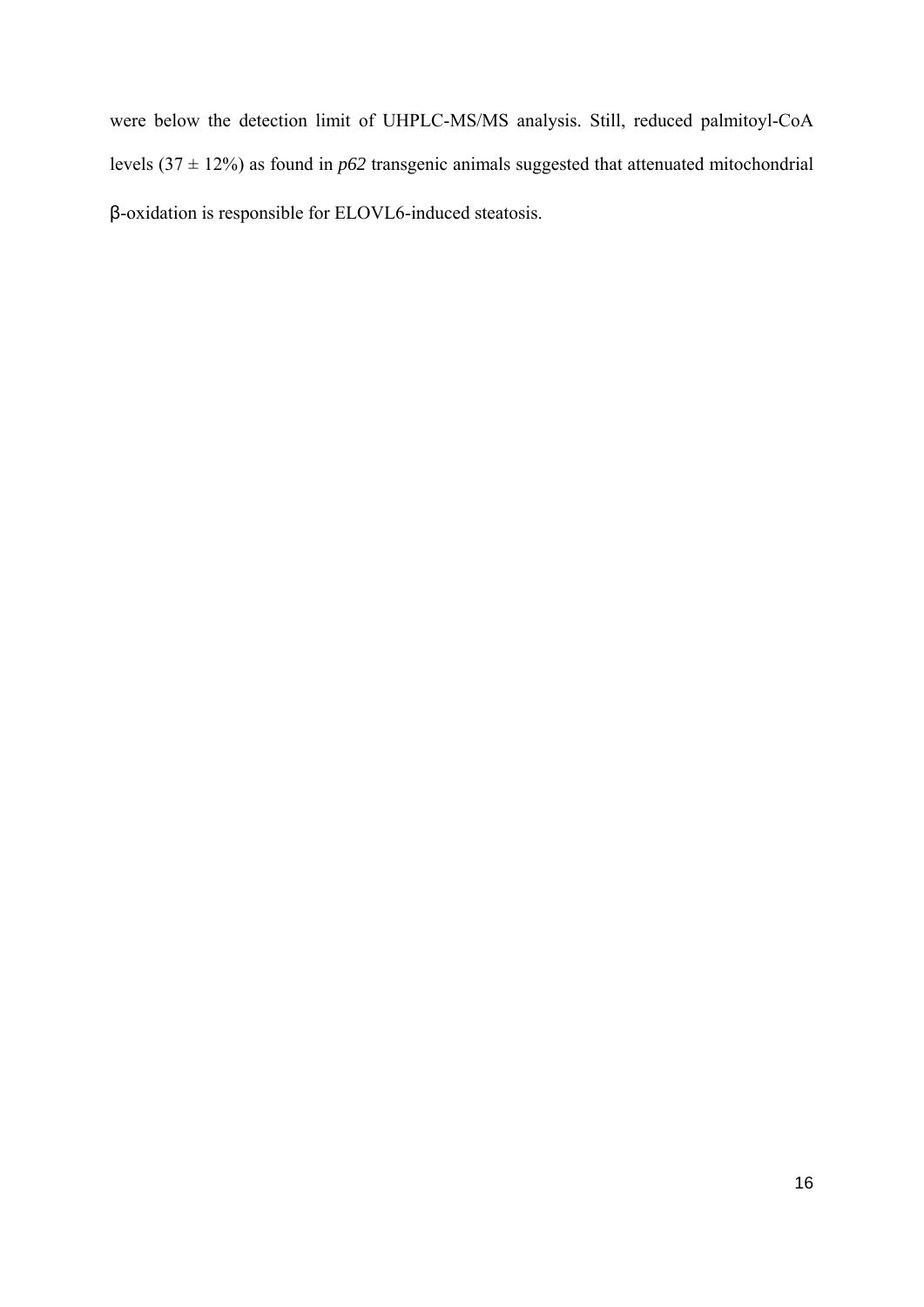were below the detection limit of UHPLC-MS/MS analysis. Still, reduced palmitoyl-CoA levels (37 ± 12%) as found in *p62* transgenic animals suggested that attenuated mitochondrial β-oxidation is responsible for ELOVL6-induced steatosis.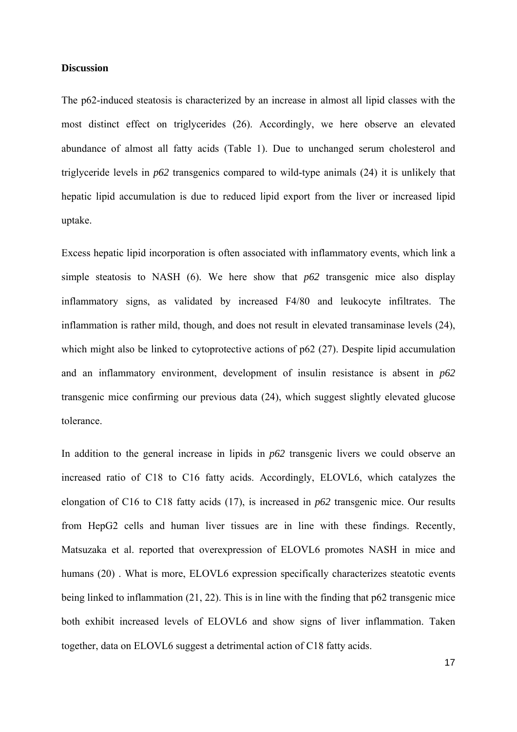**Discussion**

The p62-induced steatosis is characterized by an increase in almost all lipid classes with the most distinct effect on triglycerides (26). Accordingly, we here observe an elevated abundance of almost all fatty acids (Table 1). Due to unchanged serum cholesterol and triglyceride levels in *p62* transgenics compared to wild-type animals (24) it is unlikely that hepatic lipid accumulation is due to reduced lipid export from the liver or increased lipid uptake.

Excess hepatic lipid incorporation is often associated with inflammatory events, which link a simple steatosis to NASH (6). We here show that *p62* transgenic mice also display inflammatory signs, as validated by increased F4/80 and leukocyte infiltrates. The inflammation is rather mild, though, and does not result in elevated transaminase levels (24), which might also be linked to cytoprotective actions of p62 (27). Despite lipid accumulation and an inflammatory environment, development of insulin resistance is absent in *p62* transgenic mice confirming our previous data (24), which suggest slightly elevated glucose tolerance.

In addition to the general increase in lipids in *p62* transgenic livers we could observe an increased ratio of C18 to C16 fatty acids. Accordingly, ELOVL6, which catalyzes the elongation of C16 to C18 fatty acids (17), is increased in *p62* transgenic mice. Our results from HepG2 cells and human liver tissues are in line with these findings. Recently, Matsuzaka et al. reported that overexpression of ELOVL6 promotes NASH in mice and humans (20) . What is more, ELOVL6 expression specifically characterizes steatotic events being linked to inflammation (21, 22). This is in line with the finding that p62 transgenic mice both exhibit increased levels of ELOVL6 and show signs of liver inflammation. Taken together, data on ELOVL6 suggest a detrimental action of C18 fatty acids.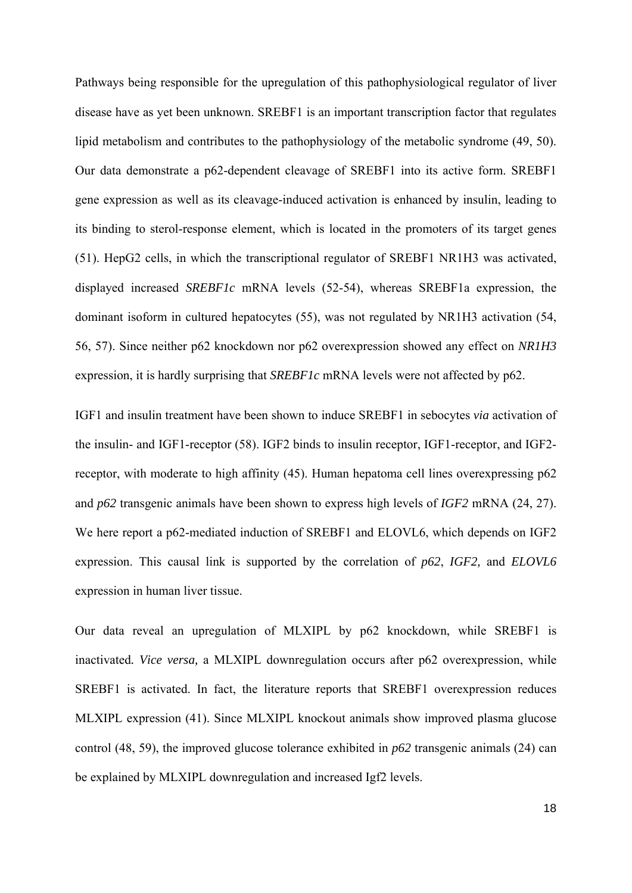Pathways being responsible for the upregulation of this pathophysiological regulator of liver disease have as yet been unknown. SREBF1 is an important transcription factor that regulates lipid metabolism and contributes to the pathophysiology of the metabolic syndrome (49, 50). Our data demonstrate a p62-dependent cleavage of SREBF1 into its active form. SREBF1 gene expression as well as its cleavage-induced activation is enhanced by insulin, leading to its binding to sterol-response element, which is located in the promoters of its target genes (51). HepG2 cells, in which the transcriptional regulator of SREBF1 NR1H3 was activated, displayed increased ***SREBF1c*** mRNA levels (52-54), whereas SREBF1a expression, the dominant isoform in cultured hepatocytes (55), was not regulated by NR1H3 activation (54, 56, 57). Since neither p62 knockdown nor p62 overexpression showed any effect on ***NR1H3*** expression, it is hardly surprising that ***SREBF1c*** mRNA levels were not affected by p62.

IGF1 and insulin treatment have been shown to induce SREBF1 in sebocytes *via* activation of the insulin- and IGF1-receptor (58). IGF2 binds to insulin receptor, IGF1-receptor, and IGF2-receptor, with moderate to high affinity (45). Human hepatoma cell lines overexpressing p62 and *p62* transgenic animals have been shown to express high levels of *IGF2* mRNA (24, 27). We here report a p62-mediated induction of SREBF1 and ELOVL6, which depends on IGF2 expression. This causal link is supported by the correlation of *p62*, *IGF2,* and *ELOVL6* expression in human liver tissue.

Our data reveal an upregulation of MLXIPL by p62 knockdown, while SREBF1 is inactivated. *Vice versa,* a MLXIPL downregulation occurs after p62 overexpression, while SREBF1 is activated. In fact, the literature reports that SREBF1 overexpression reduces MLXIPL expression (41). Since MLXIPL knockout animals show improved plasma glucose control (48, 59), the improved glucose tolerance exhibited in *p62* transgenic animals (24) can be explained by MLXIPL downregulation and increased Igf2 levels.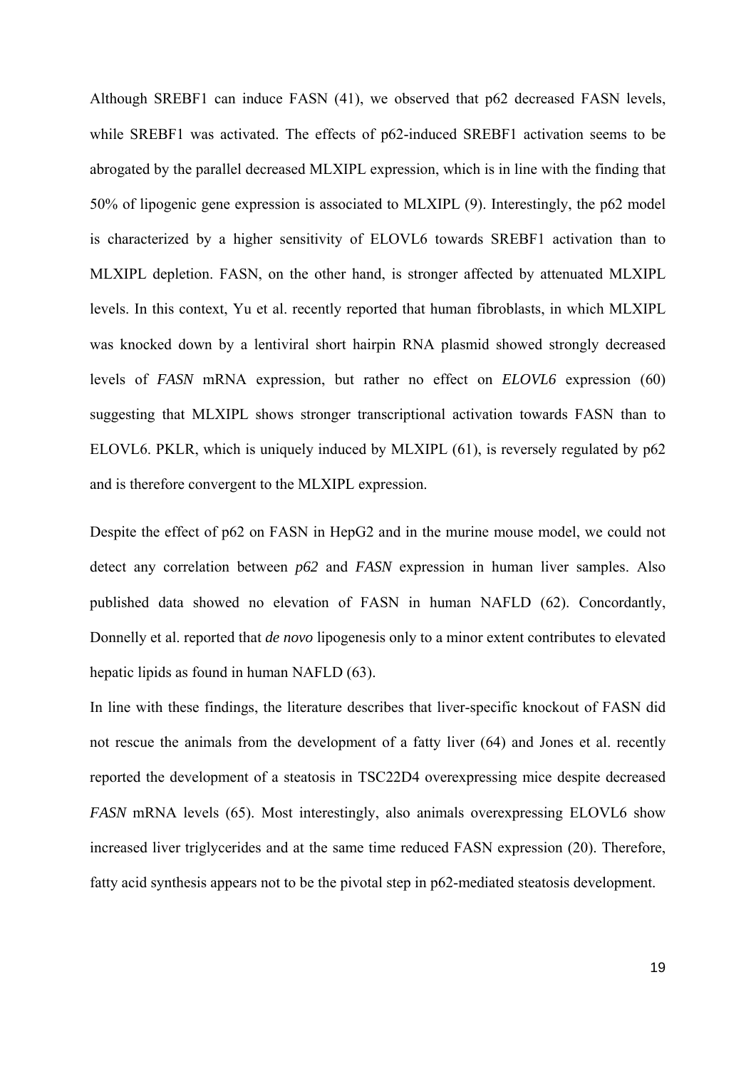Although SREBF1 can induce FASN (41), we observed that p62 decreased FASN levels, while SREBF1 was activated. The effects of p62-induced SREBF1 activation seems to be abrogated by the parallel decreased MLXIPL expression, which is in line with the finding that 50% of lipogenic gene expression is associated to MLXIPL (9). Interestingly, the p62 model is characterized by a higher sensitivity of ELOVL6 towards SREBF1 activation than to MLXIPL depletion. FASN, on the other hand, is stronger affected by attenuated MLXIPL levels. In this context, Yu et al. recently reported that human fibroblasts, in which MLXIPL was knocked down by a lentiviral short hairpin RNA plasmid showed strongly decreased levels of *FASN* mRNA expression, but rather no effect on *ELOVL6* expression (60) suggesting that MLXIPL shows stronger transcriptional activation towards FASN than to ELOVL6. PKLR, which is uniquely induced by MLXIPL (61), is reversely regulated by p62 and is therefore convergent to the MLXIPL expression.

Despite the effect of p62 on FASN in HepG2 and in the murine mouse model, we could not detect any correlation between *p62* and *FASN* expression in human liver samples. Also published data showed no elevation of FASN in human NAFLD (62). Concordantly, Donnelly et al. reported that *de novo* lipogenesis only to a minor extent contributes to elevated hepatic lipids as found in human NAFLD (63).

In line with these findings, the literature describes that liver-specific knockout of FASN did not rescue the animals from the development of a fatty liver (64) and Jones et al. recently reported the development of a steatosis in TSC22D4 overexpressing mice despite decreased *FASN* mRNA levels (65). Most interestingly, also animals overexpressing ELOVL6 show increased liver triglycerides and at the same time reduced FASN expression (20). Therefore, fatty acid synthesis appears not to be the pivotal step in p62-mediated steatosis development.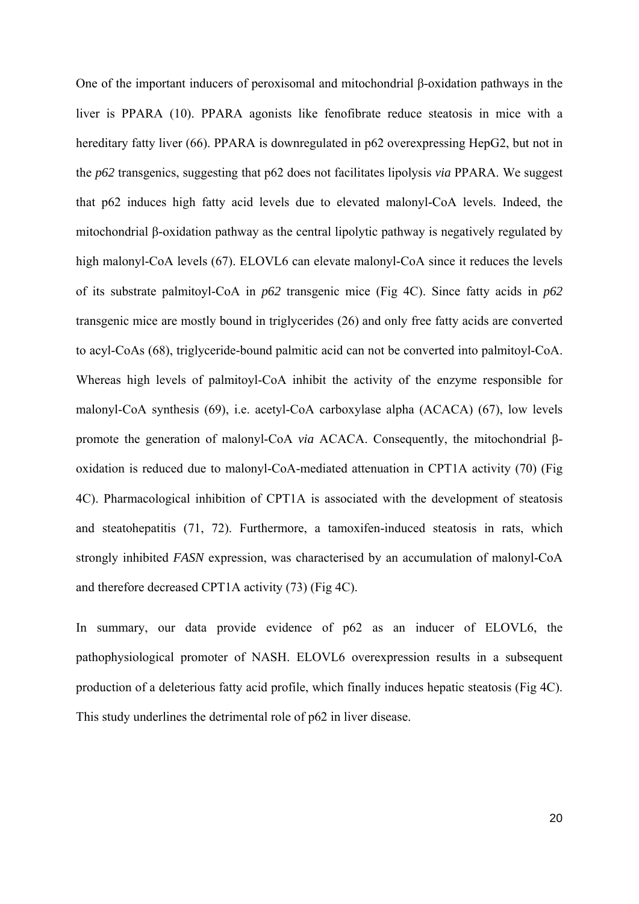One of the important inducers of peroxisomal and mitochondrial β-oxidation pathways in the liver is PPARA (10). PPARA agonists like fenofibrate reduce steatosis in mice with a hereditary fatty liver (66). PPARA is downregulated in p62 overexpressing HepG2, but not in the *p62* transgenics, suggesting that p62 does not facilitates lipolysis *via* PPARA. We suggest that p62 induces high fatty acid levels due to elevated malonyl-CoA levels. Indeed, the mitochondrial β-oxidation pathway as the central lipolytic pathway is negatively regulated by high malonyl-CoA levels (67). ELOVL6 can elevate malonyl-CoA since it reduces the levels of its substrate palmitoyl-CoA in *p62* transgenic mice (Fig 4C). Since fatty acids in *p62* transgenic mice are mostly bound in triglycerides (26) and only free fatty acids are converted to acyl-CoAs (68), triglyceride-bound palmitic acid can not be converted into palmitoyl-CoA. Whereas high levels of palmitoyl-CoA inhibit the activity of the enzyme responsible for malonyl-CoA synthesis (69), i.e. acetyl-CoA carboxylase alpha (ACACA) (67), low levels promote the generation of malonyl-CoA *via* ACACA. Consequently, the mitochondrial β-oxidation is reduced due to malonyl-CoA-mediated attenuation in CPT1A activity (70) (Fig 4C). Pharmacological inhibition of CPT1A is associated with the development of steatosis and steatohepatitis (71, 72). Furthermore, a tamoxifen-induced steatosis in rats, which strongly inhibited *FASN* expression, was characterised by an accumulation of malonyl-CoA and therefore decreased CPT1A activity (73) (Fig 4C).

In summary, our data provide evidence of p62 as an inducer of ELOVL6, the pathophysiological promoter of NASH. ELOVL6 overexpression results in a subsequent production of a deleterious fatty acid profile, which finally induces hepatic steatosis (Fig 4C). This study underlines the detrimental role of p62 in liver disease.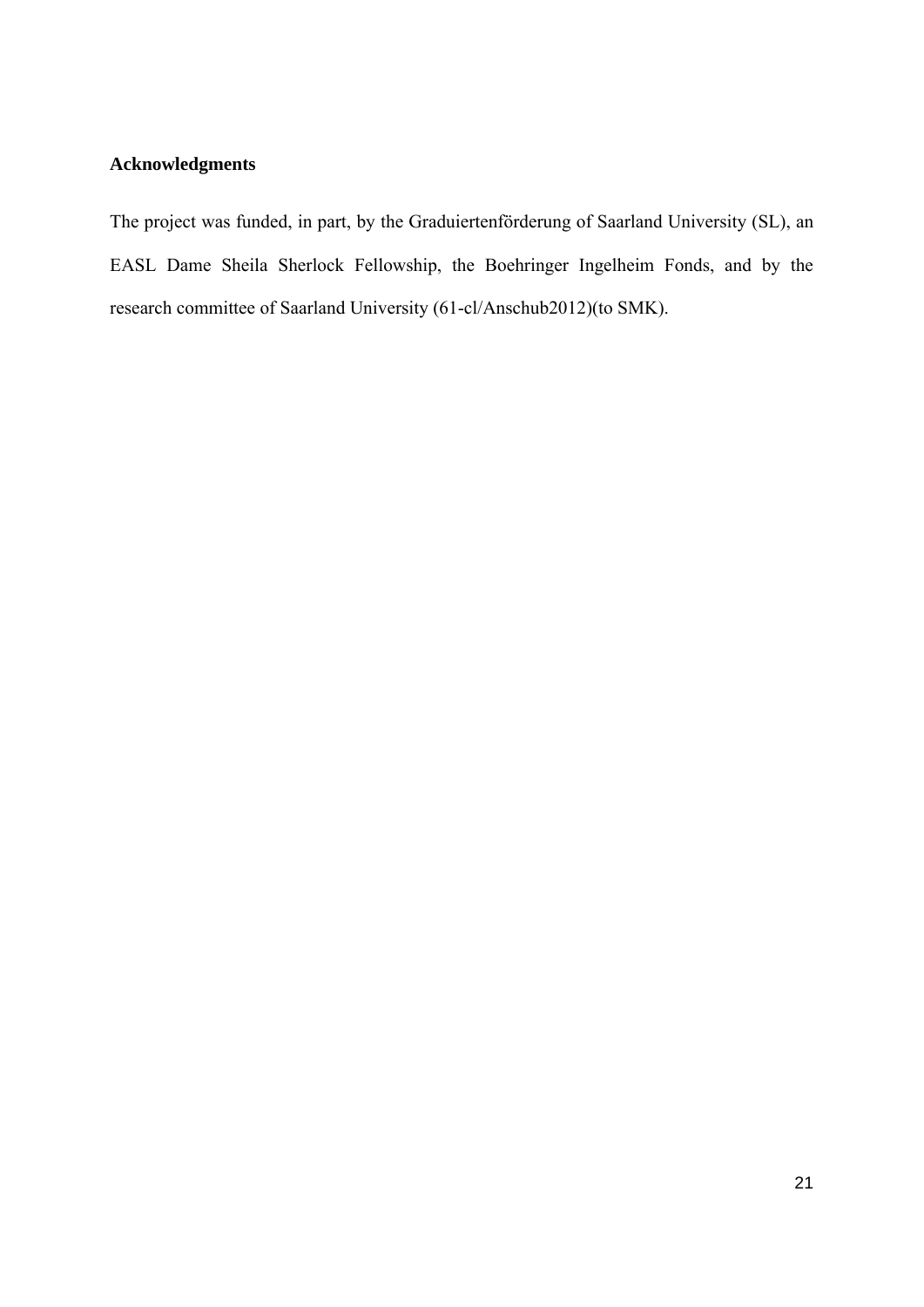## Acknowledgments

The project was funded, in part, by the Graduiertenförderung of Saarland University (SL), an EASL Dame Sheila Sherlock Fellowship, the Boehringer Ingelheim Fonds, and by the research committee of Saarland University (61-cl/Anschub2012)(to SMK).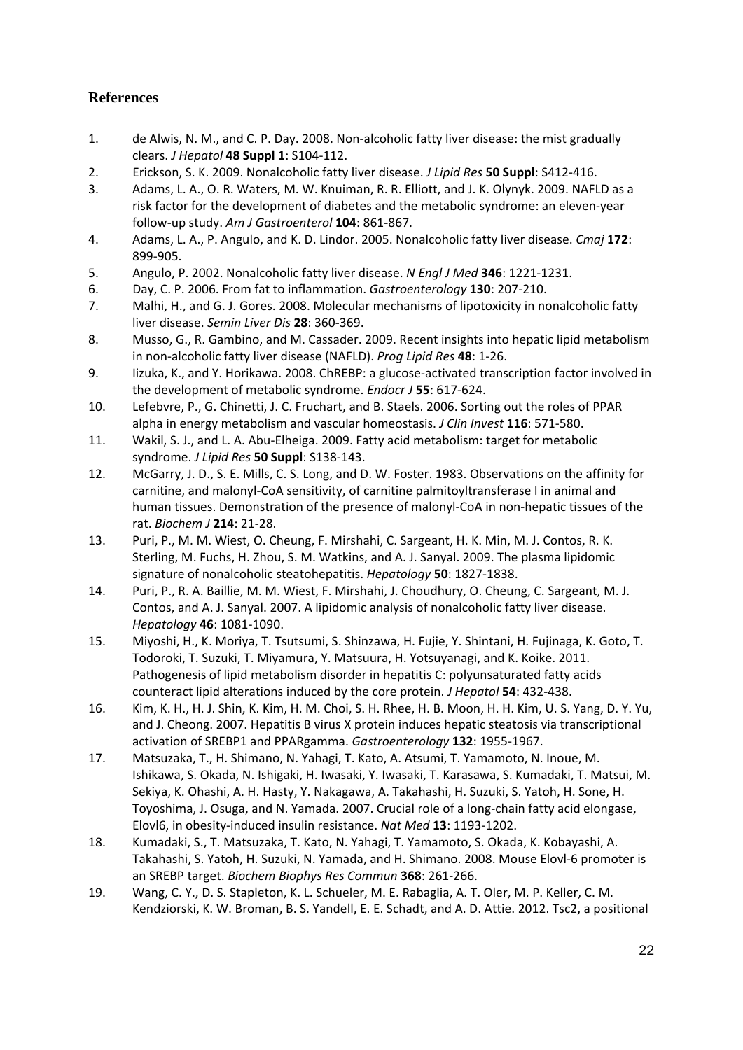## References

1. de Alwis, N. M., and C. P. Day. 2008. Non-alcoholic fatty liver disease: the mist gradually clears. *J Hepatol* **48 Suppl 1**: S104-112.
2. Erickson, S. K. 2009. Nonalcoholic fatty liver disease. *J Lipid Res* **50 Suppl**: S412-416.
3. Adams, L. A., O. R. Waters, M. W. Knuiman, R. R. Elliott, and J. K. Olynyk. 2009. NAFLD as a risk factor for the development of diabetes and the metabolic syndrome: an eleven-year follow-up study. *Am J Gastroenterol* **104**: 861-867.
4. Adams, L. A., P. Angulo, and K. D. Lindor. 2005. Nonalcoholic fatty liver disease. *Cmaj* **172**: 899-905.
5. Angulo, P. 2002. Nonalcoholic fatty liver disease. *N Engl J Med* **346**: 1221-1231.
6. Day, C. P. 2006. From fat to inflammation. *Gastroenterology* **130**: 207-210.
7. Malhi, H., and G. J. Gores. 2008. Molecular mechanisms of lipotoxicity in nonalcoholic fatty liver disease. *Semin Liver Dis* **28**: 360-369.
8. Musso, G., R. Gambino, and M. Cassader. 2009. Recent insights into hepatic lipid metabolism in non-alcoholic fatty liver disease (NAFLD). *Prog Lipid Res* **48**: 1-26.
9. Iizuka, K., and Y. Horikawa. 2008. ChREBP: a glucose-activated transcription factor involved in the development of metabolic syndrome. *Endocr J* **55**: 617-624.
10. Lefebvre, P., G. Chinetti, J. C. Fruchart, and B. Staels. 2006. Sorting out the roles of PPAR alpha in energy metabolism and vascular homeostasis. *J Clin Invest* **116**: 571-580.
11. Wakil, S. J., and L. A. Abu-Elheiga. 2009. Fatty acid metabolism: target for metabolic syndrome. *J Lipid Res* **50 Suppl**: S138-143.
12. McGarry, J. D., S. E. Mills, C. S. Long, and D. W. Foster. 1983. Observations on the affinity for carnitine, and malonyl-CoA sensitivity, of carnitine palmitoyltransferase I in animal and human tissues. Demonstration of the presence of malonyl-CoA in non-hepatic tissues of the rat. *Biochem J* **214**: 21-28.
13. Puri, P., M. M. Wiest, O. Cheung, F. Mirshahi, C. Sargeant, H. K. Min, M. J. Contos, R. K. Sterling, M. Fuchs, H. Zhou, S. M. Watkins, and A. J. Sanyal. 2009. The plasma lipidomic signature of nonalcoholic steatohepatitis. *Hepatology* **50**: 1827-1838.
14. Puri, P., R. A. Baillie, M. M. Wiest, F. Mirshahi, J. Choudhury, O. Cheung, C. Sargeant, M. J. Contos, and A. J. Sanyal. 2007. A lipidomic analysis of nonalcoholic fatty liver disease. *Hepatology* **46**: 1081-1090.
15. Miyoshi, H., K. Moriya, T. Tsutsumi, S. Shinzawa, H. Fujie, Y. Shintani, H. Fujinaga, K. Goto, T. Todoroki, T. Suzuki, T. Miyamura, Y. Matsuura, H. Yotsuyanagi, and K. Koike. 2011. Pathogenesis of lipid metabolism disorder in hepatitis C: polyunsaturated fatty acids counteract lipid alterations induced by the core protein. *J Hepatol* **54**: 432-438.
16. Kim, K. H., H. J. Shin, K. Kim, H. M. Choi, S. H. Rhee, H. B. Moon, H. H. Kim, U. S. Yang, D. Y. Yu, and J. Cheong. 2007. Hepatitis B virus X protein induces hepatic steatosis via transcriptional activation of SREBP1 and PPARgamma. *Gastroenterology* **132**: 1955-1967.
17. Matsuzaka, T., H. Shimano, N. Yahagi, T. Kato, A. Atsumi, T. Yamamoto, N. Inoue, M. Ishikawa, S. Okada, N. Ishigaki, H. Iwasaki, Y. Iwasaki, T. Karasawa, S. Kumadaki, T. Matsui, M. Sekiya, K. Ohashi, A. H. Hasty, Y. Nakagawa, A. Takahashi, H. Suzuki, S. Yatoh, H. Sone, H. Toyoshima, J. Osuga, and N. Yamada. 2007. Crucial role of a long-chain fatty acid elongase, Elovl6, in obesity-induced insulin resistance. *Nat Med* **13**: 1193-1202.
18. Kumadaki, S., T. Matsuzaka, T. Kato, N. Yahagi, T. Yamamoto, S. Okada, K. Kobayashi, A. Takahashi, S. Yatoh, H. Suzuki, N. Yamada, and H. Shimano. 2008. Mouse Elovl-6 promoter is an SREBP target. *Biochem Biophys Res Commun* **368**: 261-266.
19. Wang, C. Y., D. S. Stapleton, K. L. Schueler, M. E. Rabaglia, A. T. Oler, M. P. Keller, C. M. Kendziorski, K. W. Broman, B. S. Yandell, E. E. Schadt, and A. D. Attie. 2012. Tsc2, a positional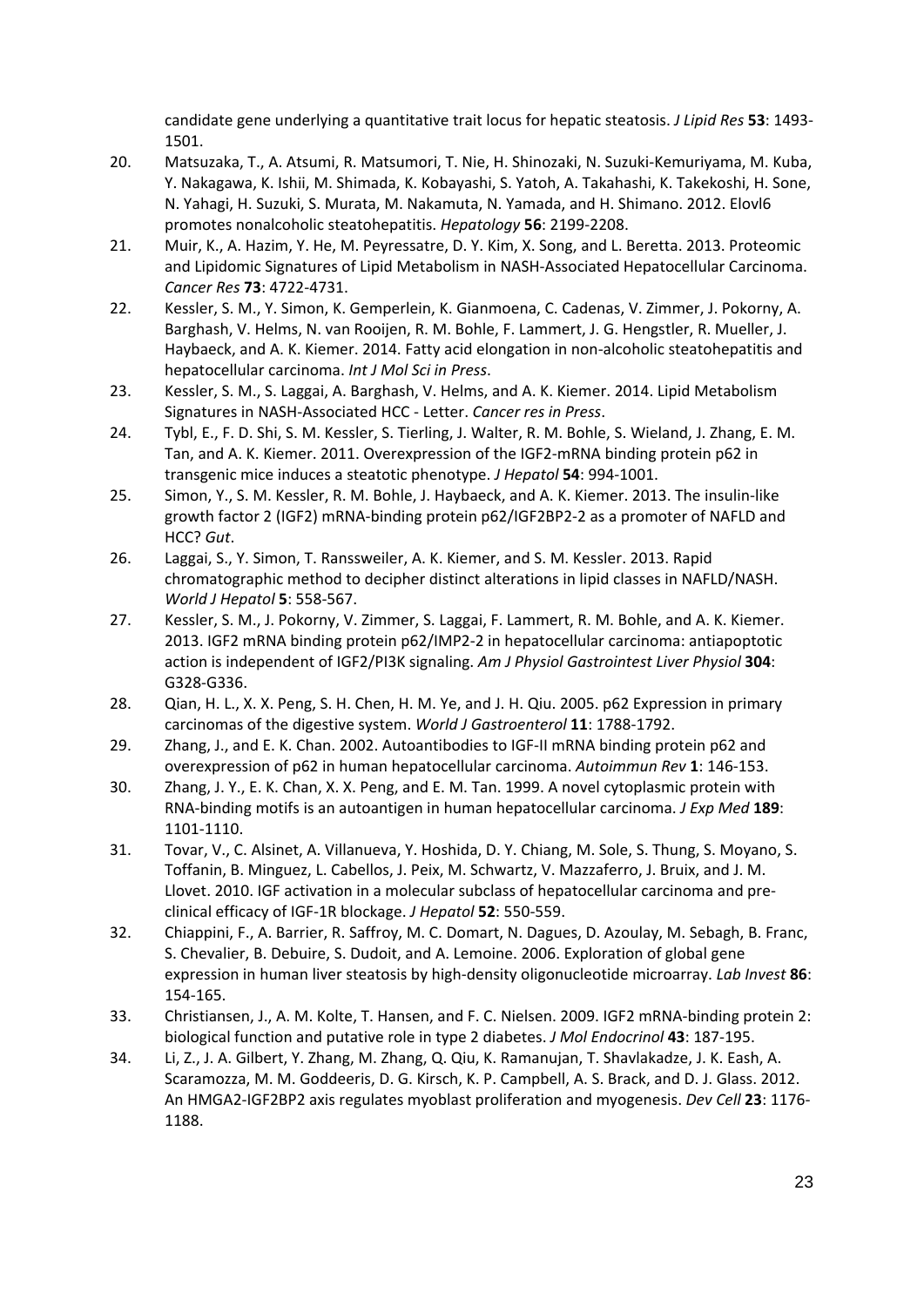candidate gene underlying a quantitative trait locus for hepatic steatosis. *J Lipid Res* **53**: 1493-1501.

20. Matsuzaka, T., A. Atsumi, R. Matsumori, T. Nie, H. Shinozaki, N. Suzuki-Kemuriyama, M. Kuba, Y. Nakagawa, K. Ishii, M. Shimada, K. Kobayashi, S. Yatoh, A. Takahashi, K. Takekoshi, H. Sone, N. Yahagi, H. Suzuki, S. Murata, M. Nakamuta, N. Yamada, and H. Shimano. 2012. Elovl6 promotes nonalcoholic steatohepatitis. *Hepatology* **56**: 2199-2208.
21. Muir, K., A. Hazim, Y. He, M. Peyressatre, D. Y. Kim, X. Song, and L. Beretta. 2013. Proteomic and Lipidomic Signatures of Lipid Metabolism in NASH-Associated Hepatocellular Carcinoma. *Cancer Res* **73**: 4722-4731.
22. Kessler, S. M., Y. Simon, K. Gemperlein, K. Gianmoena, C. Cadenas, V. Zimmer, J. Pokorny, A. Barghash, V. Helms, N. van Rooijen, R. M. Bohle, F. Lammert, J. G. Hengstler, R. Mueller, J. Haybaeck, and A. K. Kiemer. 2014. Fatty acid elongation in non-alcoholic steatohepatitis and hepatocellular carcinoma. *Int J Mol Sci in Press*.
23. Kessler, S. M., S. Laggai, A. Barghash, V. Helms, and A. K. Kiemer. 2014. Lipid Metabolism Signatures in NASH-Associated HCC - Letter. *Cancer res in Press*.
24. Tybl, E., F. D. Shi, S. M. Kessler, S. Tierling, J. Walter, R. M. Bohle, S. Wieland, J. Zhang, E. M. Tan, and A. K. Kiemer. 2011. Overexpression of the IGF2-mRNA binding protein p62 in transgenic mice induces a steatotic phenotype. *J Hepatol* **54**: 994-1001.
25. Simon, Y., S. M. Kessler, R. M. Bohle, J. Haybaeck, and A. K. Kiemer. 2013. The insulin-like growth factor 2 (IGF2) mRNA-binding protein p62/IGF2BP2-2 as a promoter of NAFLD and HCC? *Gut*.
26. Laggai, S., Y. Simon, T. Ranssweiler, A. K. Kiemer, and S. M. Kessler. 2013. Rapid chromatographic method to decipher distinct alterations in lipid classes in NAFLD/NASH. *World J Hepatol* **5**: 558-567.
27. Kessler, S. M., J. Pokorny, V. Zimmer, S. Laggai, F. Lammert, R. M. Bohle, and A. K. Kiemer. 2013. IGF2 mRNA binding protein p62/IMP2-2 in hepatocellular carcinoma: antiapoptotic action is independent of IGF2/PI3K signaling. *Am J Physiol Gastrointest Liver Physiol* **304**: G328-G336.
28. Qian, H. L., X. X. Peng, S. H. Chen, H. M. Ye, and J. H. Qiu. 2005. p62 Expression in primary carcinomas of the digestive system. *World J Gastroenterol* **11**: 1788-1792.
29. Zhang, J., and E. K. Chan. 2002. Autoantibodies to IGF-II mRNA binding protein p62 and overexpression of p62 in human hepatocellular carcinoma. *Autoimmun Rev* **1**: 146-153.
30. Zhang, J. Y., E. K. Chan, X. X. Peng, and E. M. Tan. 1999. A novel cytoplasmic protein with RNA-binding motifs is an autoantigen in human hepatocellular carcinoma. *J Exp Med* **189**: 1101-1110.
31. Tovar, V., C. Alsinet, A. Villanueva, Y. Hoshida, D. Y. Chiang, M. Sole, S. Thung, S. Moyano, S. Toffanin, B. Minguez, L. Cabellos, J. Peix, M. Schwartz, V. Mazzaferro, J. Bruix, and J. M. Llovet. 2010. IGF activation in a molecular subclass of hepatocellular carcinoma and pre-clinical efficacy of IGF-1R blockage. *J Hepatol* **52**: 550-559.
32. Chiappini, F., A. Barrier, R. Saffroy, M. C. Domart, N. Dagues, D. Azoulay, M. Sebagh, B. Franc, S. Chevalier, B. Debuire, S. Dudoit, and A. Lemoine. 2006. Exploration of global gene expression in human liver steatosis by high-density oligonucleotide microarray. *Lab Invest* **86**: 154-165.
33. Christiansen, J., A. M. Kolte, T. Hansen, and F. C. Nielsen. 2009. IGF2 mRNA-binding protein 2: biological function and putative role in type 2 diabetes. *J Mol Endocrinol* **43**: 187-195.
34. Li, Z., J. A. Gilbert, Y. Zhang, M. Zhang, Q. Qiu, K. Ramanujan, T. Shavlakadze, J. K. Eash, A. Scaramozza, M. M. Goddeeris, D. G. Kirsch, K. P. Campbell, A. S. Brack, and D. J. Glass. 2012. An HMGA2-IGF2BP2 axis regulates myoblast proliferation and myogenesis. *Dev Cell* **23**: 1176-1188.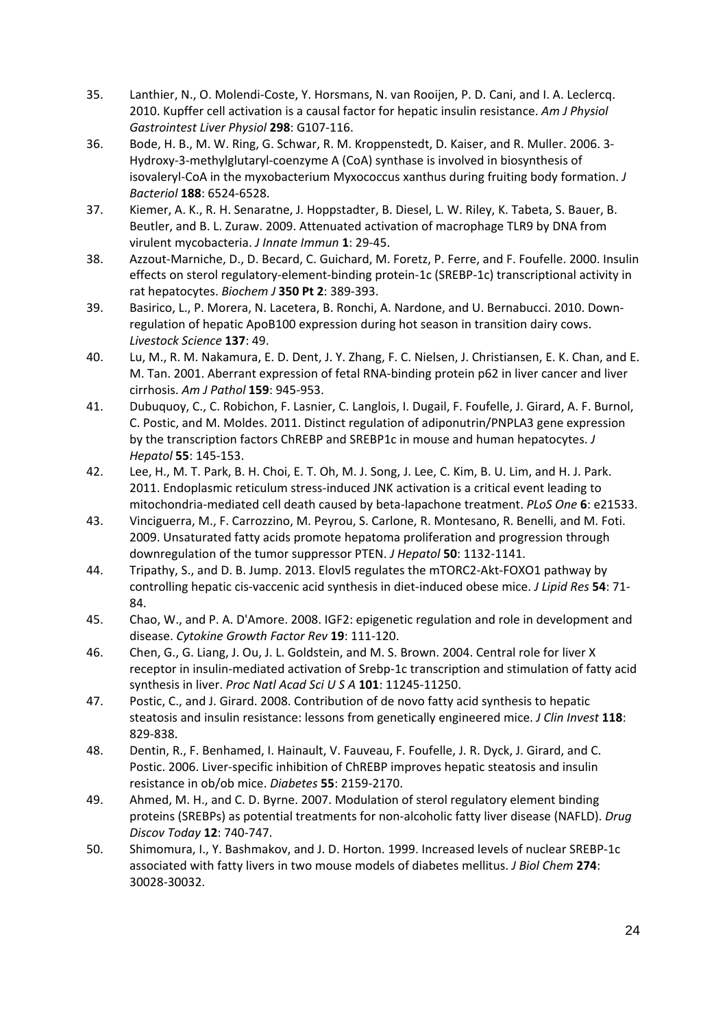35. Lanthier, N., O. Molendi-Coste, Y. Horsmans, N. van Rooijen, P. D. Cani, and I. A. Leclercq. 2010. Kupffer cell activation is a causal factor for hepatic insulin resistance. *Am J Physiol Gastrointest Liver Physiol* **298**: G107-116.
36. Bode, H. B., M. W. Ring, G. Schwar, R. M. Kroppenstedt, D. Kaiser, and R. Muller. 2006. 3-Hydroxy-3-methylglutaryl-coenzyme A (CoA) synthase is involved in biosynthesis of isovaleryl-CoA in the myxobacterium Myxococcus xanthus during fruiting body formation. *J Bacteriol* **188**: 6524-6528.
37. Kiemer, A. K., R. H. Senaratne, J. Hoppstadter, B. Diesel, L. W. Riley, K. Tabeta, S. Bauer, B. Beutler, and B. L. Zuraw. 2009. Attenuated activation of macrophage TLR9 by DNA from virulent mycobacteria. *J Innate Immun* **1**: 29-45.
38. Azzout-Marniche, D., D. Becard, C. Guichard, M. Foretz, P. Ferre, and F. Foufelle. 2000. Insulin effects on sterol regulatory-element-binding protein-1c (SREBP-1c) transcriptional activity in rat hepatocytes. *Biochem J* **350 Pt 2**: 389-393.
39. Basirico, L., P. Morera, N. Lacetera, B. Ronchi, A. Nardone, and U. Bernabucci. 2010. Down-regulation of hepatic ApoB100 expression during hot season in transition dairy cows. *Livestock Science* **137**: 49.
40. Lu, M., R. M. Nakamura, E. D. Dent, J. Y. Zhang, F. C. Nielsen, J. Christiansen, E. K. Chan, and E. M. Tan. 2001. Aberrant expression of fetal RNA-binding protein p62 in liver cancer and liver cirrhosis. *Am J Pathol* **159**: 945-953.
41. Dubuquoy, C., C. Robichon, F. Lasnier, C. Langlois, I. Dugail, F. Foufelle, J. Girard, A. F. Burnol, C. Postic, and M. Moldes. 2011. Distinct regulation of adiponutrin/PNPLA3 gene expression by the transcription factors ChREBP and SREBP1c in mouse and human hepatocytes. *J Hepatol* **55**: 145-153.
42. Lee, H., M. T. Park, B. H. Choi, E. T. Oh, M. J. Song, J. Lee, C. Kim, B. U. Lim, and H. J. Park. 2011. Endoplasmic reticulum stress-induced JNK activation is a critical event leading to mitochondria-mediated cell death caused by beta-lapachone treatment. *PLoS One* **6**: e21533.
43. Vinciguerra, M., F. Carrozzino, M. Peyrou, S. Carlone, R. Montesano, R. Benelli, and M. Foti. 2009. Unsaturated fatty acids promote hepatoma proliferation and progression through downregulation of the tumor suppressor PTEN. *J Hepatol* **50**: 1132-1141.
44. Tripathy, S., and D. B. Jump. 2013. Elovl5 regulates the mTORC2-Akt-FOXO1 pathway by controlling hepatic cis-vaccenic acid synthesis in diet-induced obese mice. *J Lipid Res* **54**: 71-84.
45. Chao, W., and P. A. D'Amore. 2008. IGF2: epigenetic regulation and role in development and disease. *Cytokine Growth Factor Rev* **19**: 111-120.
46. Chen, G., G. Liang, J. Ou, J. L. Goldstein, and M. S. Brown. 2004. Central role for liver X receptor in insulin-mediated activation of Srebp-1c transcription and stimulation of fatty acid synthesis in liver. *Proc Natl Acad Sci U S A* **101**: 11245-11250.
47. Postic, C., and J. Girard. 2008. Contribution of de novo fatty acid synthesis to hepatic steatosis and insulin resistance: lessons from genetically engineered mice. *J Clin Invest* **118**: 829-838.
48. Dentin, R., F. Benhamed, I. Hainault, V. Fauveau, F. Foufelle, J. R. Dyck, J. Girard, and C. Postic. 2006. Liver-specific inhibition of ChREBP improves hepatic steatosis and insulin resistance in ob/ob mice. *Diabetes* **55**: 2159-2170.
49. Ahmed, M. H., and C. D. Byrne. 2007. Modulation of sterol regulatory element binding proteins (SREBPs) as potential treatments for non-alcoholic fatty liver disease (NAFLD). *Drug Discov Today* **12**: 740-747.
50. Shimomura, I., Y. Bashmakov, and J. D. Horton. 1999. Increased levels of nuclear SREBP-1c associated with fatty livers in two mouse models of diabetes mellitus. *J Biol Chem* **274**: 30028-30032.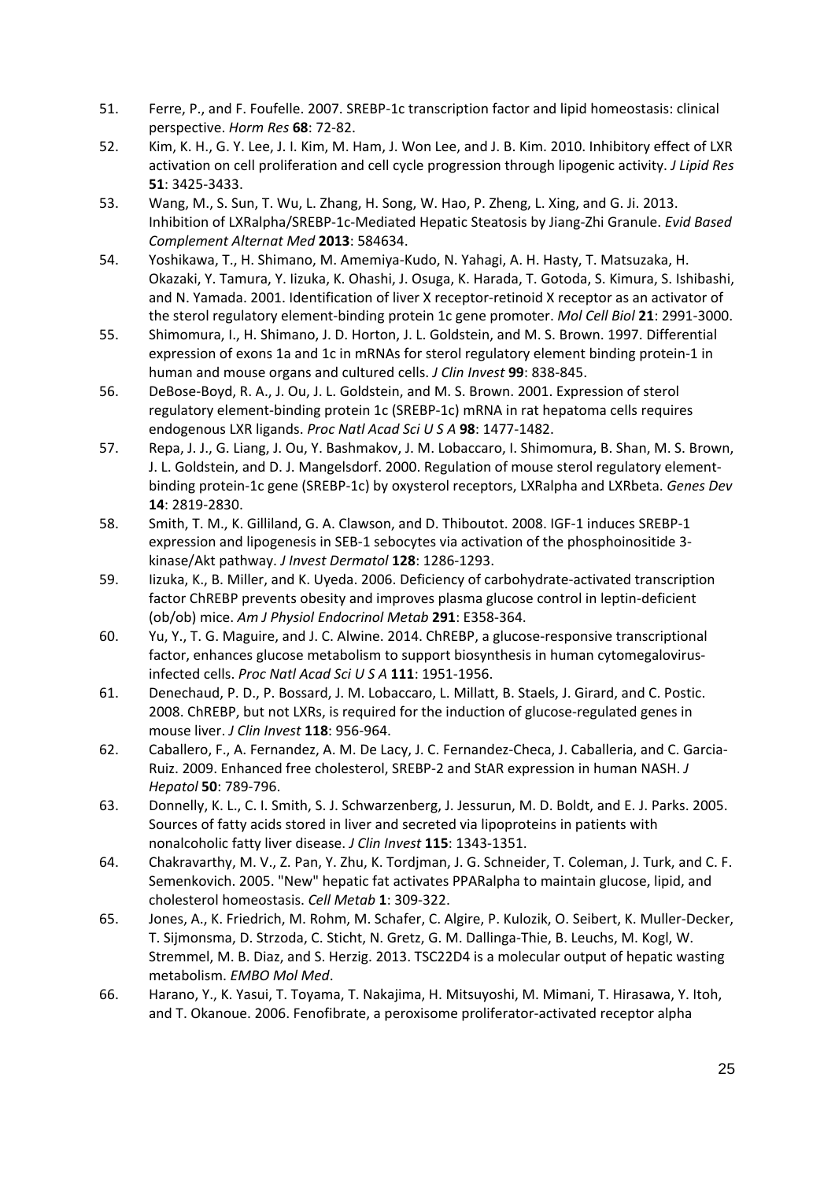51. Ferre, P., and F. Foufelle. 2007. SREBP-1c transcription factor and lipid homeostasis: clinical perspective. *Horm Res* **68**: 72-82.
52. Kim, K. H., G. Y. Lee, J. I. Kim, M. Ham, J. Won Lee, and J. B. Kim. 2010. Inhibitory effect of LXR activation on cell proliferation and cell cycle progression through lipogenic activity. *J Lipid Res* **51**: 3425-3433.
53. Wang, M., S. Sun, T. Wu, L. Zhang, H. Song, W. Hao, P. Zheng, L. Xing, and G. Ji. 2013. Inhibition of LXRalpha/SREBP-1c-Mediated Hepatic Steatosis by Jiang-Zhi Granule. *Evid Based Complement Alternat Med* **2013**: 584634.
54. Yoshikawa, T., H. Shimano, M. Amemiya-Kudo, N. Yahagi, A. H. Hasty, T. Matsuzaka, H. Okazaki, Y. Tamura, Y. Iizuka, K. Ohashi, J. Osuga, K. Harada, T. Gotoda, S. Kimura, S. Ishibashi, and N. Yamada. 2001. Identification of liver X receptor-retinoid X receptor as an activator of the sterol regulatory element-binding protein 1c gene promoter. *Mol Cell Biol* **21**: 2991-3000.
55. Shimomura, I., H. Shimano, J. D. Horton, J. L. Goldstein, and M. S. Brown. 1997. Differential expression of exons 1a and 1c in mRNAs for sterol regulatory element binding protein-1 in human and mouse organs and cultured cells. *J Clin Invest* **99**: 838-845.
56. DeBose-Boyd, R. A., J. Ou, J. L. Goldstein, and M. S. Brown. 2001. Expression of sterol regulatory element-binding protein 1c (SREBP-1c) mRNA in rat hepatoma cells requires endogenous LXR ligands. *Proc Natl Acad Sci U S A* **98**: 1477-1482.
57. Repa, J. J., G. Liang, J. Ou, Y. Bashmakov, J. M. Lobaccaro, I. Shimomura, B. Shan, M. S. Brown, J. L. Goldstein, and D. J. Mangelsdorf. 2000. Regulation of mouse sterol regulatory element-binding protein-1c gene (SREBP-1c) by oxysterol receptors, LXRalpha and LXRbeta. *Genes Dev* **14**: 2819-2830.
58. Smith, T. M., K. Gilliland, G. A. Clawson, and D. Thiboutot. 2008. IGF-1 induces SREBP-1 expression and lipogenesis in SEB-1 sebocytes via activation of the phosphoinositide 3-kinase/Akt pathway. *J Invest Dermatol* **128**: 1286-1293.
59. Iizuka, K., B. Miller, and K. Uyeda. 2006. Deficiency of carbohydrate-activated transcription factor ChREBP prevents obesity and improves plasma glucose control in leptin-deficient (ob/ob) mice. *Am J Physiol Endocrinol Metab* **291**: E358-364.
60. Yu, Y., T. G. Maguire, and J. C. Alwine. 2014. ChREBP, a glucose-responsive transcriptional factor, enhances glucose metabolism to support biosynthesis in human cytomegalovirus-infected cells. *Proc Natl Acad Sci U S A* **111**: 1951-1956.
61. Denechaud, P. D., P. Bossard, J. M. Lobaccaro, L. Millatt, B. Staels, J. Girard, and C. Postic. 2008. ChREBP, but not LXRs, is required for the induction of glucose-regulated genes in mouse liver. *J Clin Invest* **118**: 956-964.
62. Caballero, F., A. Fernandez, A. M. De Lacy, J. C. Fernandez-Checa, J. Caballeria, and C. Garcia-Ruiz. 2009. Enhanced free cholesterol, SREBP-2 and StAR expression in human NASH. *J Hepatol* **50**: 789-796.
63. Donnelly, K. L., C. I. Smith, S. J. Schwarzenberg, J. Jessurun, M. D. Boldt, and E. J. Parks. 2005. Sources of fatty acids stored in liver and secreted via lipoproteins in patients with nonalcoholic fatty liver disease. *J Clin Invest* **115**: 1343-1351.
64. Chakravarthy, M. V., Z. Pan, Y. Zhu, K. Tordjman, J. G. Schneider, T. Coleman, J. Turk, and C. F. Semenkovich. 2005. "New" hepatic fat activates PPARalpha to maintain glucose, lipid, and cholesterol homeostasis. *Cell Metab* **1**: 309-322.
65. Jones, A., K. Friedrich, M. Rohm, M. Schafer, C. Algire, P. Kulozik, O. Seibert, K. Muller-Decker, T. Sijmonsma, D. Strzoda, C. Sticht, N. Gretz, G. M. Dallinga-Thie, B. Leuchs, M. Kogl, W. Stremmel, M. B. Diaz, and S. Herzig. 2013. TSC22D4 is a molecular output of hepatic wasting metabolism. *EMBO Mol Med*.
66. Harano, Y., K. Yasui, T. Toyama, T. Nakajima, H. Mitsuyoshi, M. Mimani, T. Hirasawa, Y. Itoh, and T. Okanoue. 2006. Fenofibrate, a peroxisome proliferator-activated receptor alpha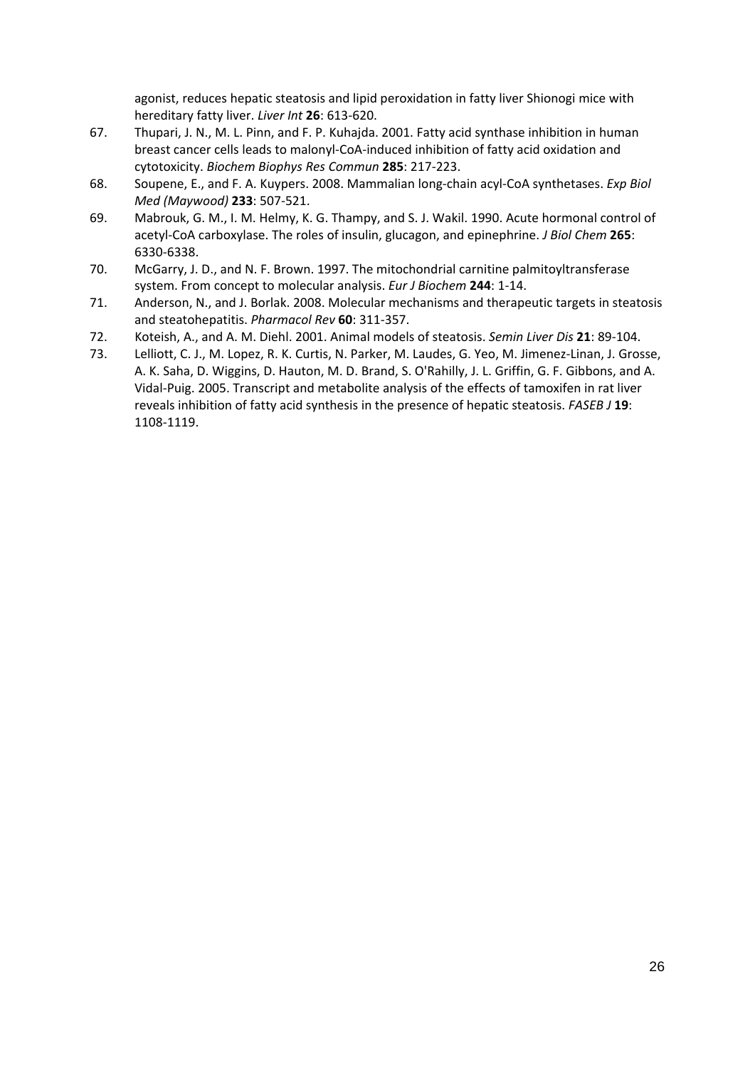agonist, reduces hepatic steatosis and lipid peroxidation in fatty liver Shionogi mice with hereditary fatty liver. *Liver Int* **26**: 613-620.

67. Thupari, J. N., M. L. Pinn, and F. P. Kuhajda. 2001. Fatty acid synthase inhibition in human breast cancer cells leads to malonyl-CoA-induced inhibition of fatty acid oxidation and cytotoxicity. *Biochem Biophys Res Commun* **285**: 217-223.
68. Soupene, E., and F. A. Kuypers. 2008. Mammalian long-chain acyl-CoA synthetases. *Exp Biol Med (Maywood)* **233**: 507-521.
69. Mabrouk, G. M., I. M. Helmy, K. G. Thampy, and S. J. Wakil. 1990. Acute hormonal control of acetyl-CoA carboxylase. The roles of insulin, glucagon, and epinephrine. *J Biol Chem* **265**: 6330-6338.
70. McGarry, J. D., and N. F. Brown. 1997. The mitochondrial carnitine palmitoyltransferase system. From concept to molecular analysis. *Eur J Biochem* **244**: 1-14.
71. Anderson, N., and J. Borlak. 2008. Molecular mechanisms and therapeutic targets in steatosis and steatohepatitis. *Pharmacol Rev* **60**: 311-357.
72. Koteish, A., and A. M. Diehl. 2001. Animal models of steatosis. *Semin Liver Dis* **21**: 89-104.
73. Lelliott, C. J., M. Lopez, R. K. Curtis, N. Parker, M. Laudes, G. Yeo, M. Jimenez-Linan, J. Grosse, A. K. Saha, D. Wiggins, D. Hauton, M. D. Brand, S. O'Rahilly, J. L. Griffin, G. F. Gibbons, and A. Vidal-Puig. 2005. Transcript and metabolite analysis of the effects of tamoxifen in rat liver reveals inhibition of fatty acid synthesis in the presence of hepatic steatosis. *FASEB J* **19**: 1108-1119.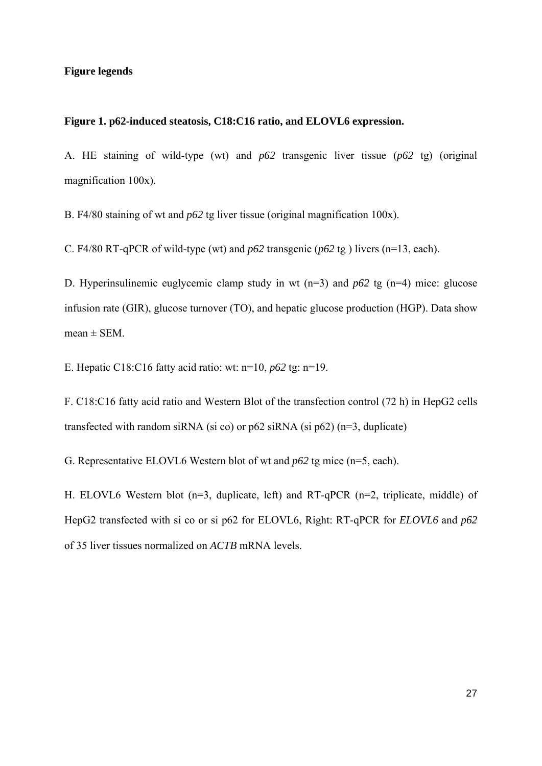**Figure legends**

**Figure 1. p62-induced steatosis, C18:C16 ratio, and ELOVL6 expression.**

A. HE staining of wild-type (wt) and *p62* transgenic liver tissue (*p62* tg) (original magnification 100x).

B. F4/80 staining of wt and *p62* tg liver tissue (original magnification 100x).

C. F4/80 RT-qPCR of wild-type (wt) and *p62* transgenic (*p62* tg ) livers (n=13, each).

D. Hyperinsulinemic euglycemic clamp study in wt (n=3) and *p62* tg (n=4) mice: glucose infusion rate (GIR), glucose turnover (TO), and hepatic glucose production (HGP). Data show mean ± SEM.

E. Hepatic C18:C16 fatty acid ratio: wt: n=10, *p62* tg: n=19.

F. C18:C16 fatty acid ratio and Western Blot of the transfection control (72 h) in HepG2 cells transfected with random siRNA (si co) or p62 siRNA (si p62) (n=3, duplicate)

G. Representative ELOVL6 Western blot of wt and *p62* tg mice (n=5, each).

H. ELOVL6 Western blot (n=3, duplicate, left) and RT-qPCR (n=2, triplicate, middle) of HepG2 transfected with si co or si p62 for ELOVL6, Right: RT-qPCR for *ELOVL6* and *p62* of 35 liver tissues normalized on *ACTB* mRNA levels.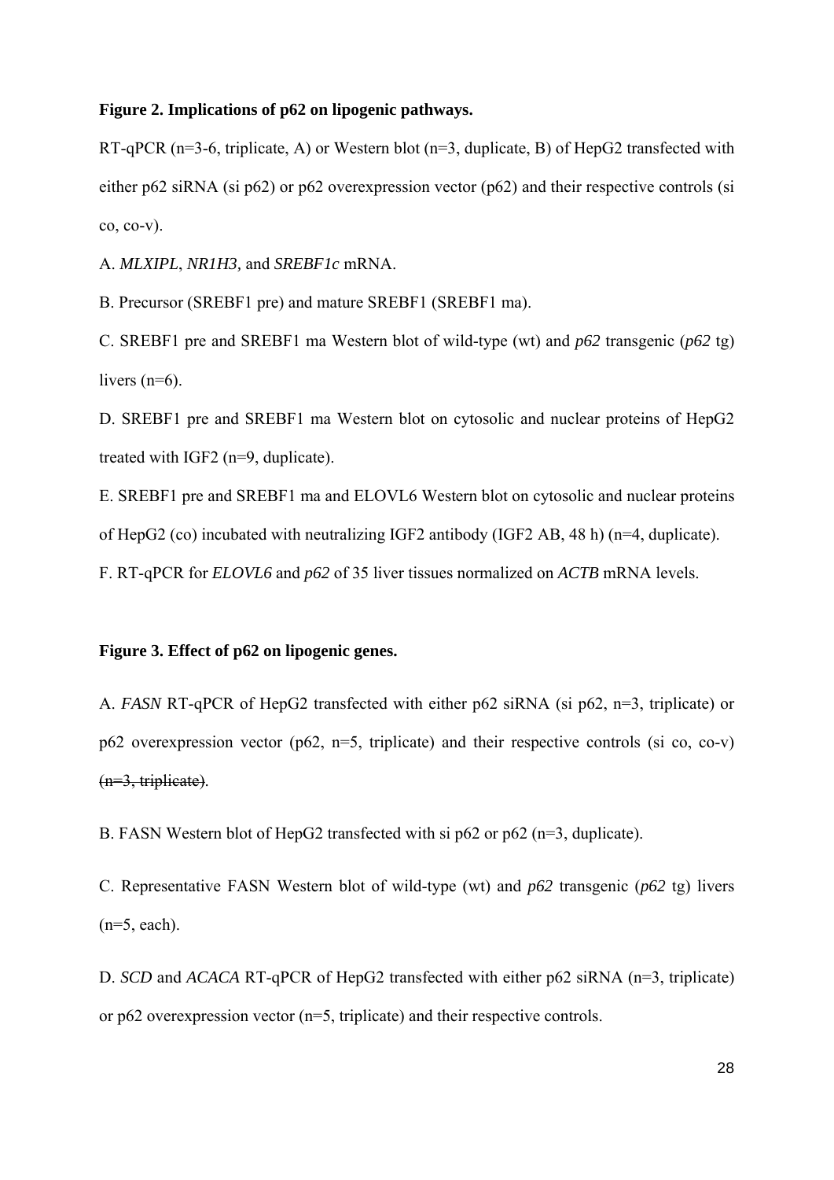**Figure 2. Implications of p62 on lipogenic pathways.**

RT-qPCR (n=3-6, triplicate, A) or Western blot (n=3, duplicate, B) of HepG2 transfected with either p62 siRNA (si p62) or p62 overexpression vector (p62) and their respective controls (si co, co-v).

A. *MLXIPL*, *NR1H3,* and *SREBF1c* mRNA.

B. Precursor (SREBF1 pre) and mature SREBF1 (SREBF1 ma).

C. SREBF1 pre and SREBF1 ma Western blot of wild-type (wt) and *p62* transgenic (*p62* tg) livers (n=6).

D. SREBF1 pre and SREBF1 ma Western blot on cytosolic and nuclear proteins of HepG2 treated with IGF2 (n=9, duplicate).

E. SREBF1 pre and SREBF1 ma and ELOVL6 Western blot on cytosolic and nuclear proteins of HepG2 (co) incubated with neutralizing IGF2 antibody (IGF2 AB, 48 h) (n=4, duplicate).

F. RT-qPCR for *ELOVL6* and *p62* of 35 liver tissues normalized on *ACTB* mRNA levels.

**Figure 3. Effect of p62 on lipogenic genes.**

A. *FASN* RT-qPCR of HepG2 transfected with either p62 siRNA (si p62, n=3, triplicate) or p62 overexpression vector (p62, n=5, triplicate) and their respective controls (si co, co-v) ~~(n=3, triplicate)~~.

B. FASN Western blot of HepG2 transfected with si p62 or p62 (n=3, duplicate).

C. Representative FASN Western blot of wild-type (wt) and *p62* transgenic (*p62* tg) livers (n=5, each).

D. *SCD* and *ACACA* RT-qPCR of HepG2 transfected with either p62 siRNA (n=3, triplicate) or p62 overexpression vector (n=5, triplicate) and their respective controls.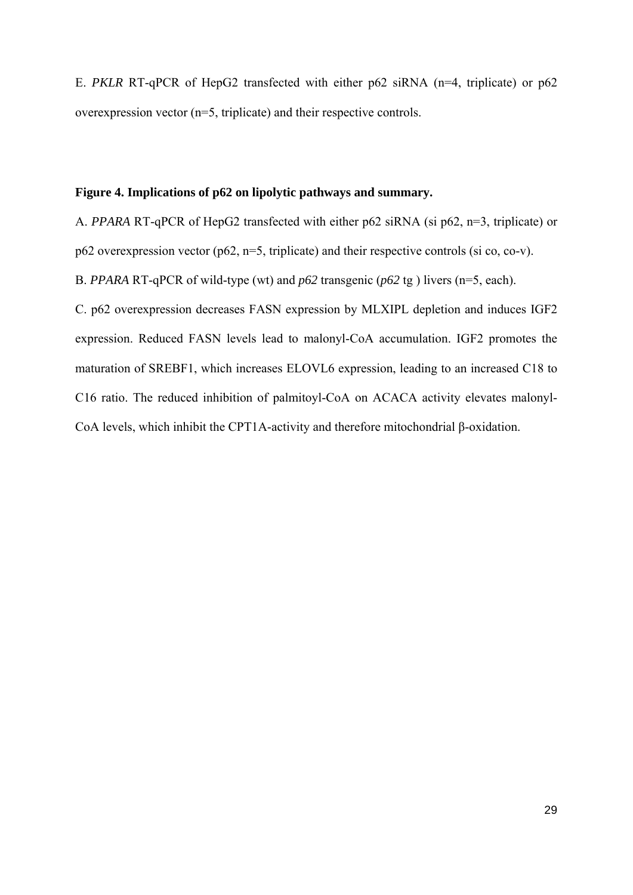E. *PKLR* RT-qPCR of HepG2 transfected with either p62 siRNA (n=4, triplicate) or p62 overexpression vector (n=5, triplicate) and their respective controls.

**Figure 4. Implications of p62 on lipolytic pathways and summary.**

A. *PPARA* RT-qPCR of HepG2 transfected with either p62 siRNA (si p62, n=3, triplicate) or p62 overexpression vector (p62, n=5, triplicate) and their respective controls (si co, co-v).

B. *PPARA* RT-qPCR of wild-type (wt) and *p62* transgenic (*p62* tg ) livers (n=5, each).

C. p62 overexpression decreases FASN expression by MLXIPL depletion and induces IGF2 expression. Reduced FASN levels lead to malonyl-CoA accumulation. IGF2 promotes the maturation of SREBF1, which increases ELOVL6 expression, leading to an increased C18 to C16 ratio. The reduced inhibition of palmitoyl-CoA on ACACA activity elevates malonyl-CoA levels, which inhibit the CPT1A-activity and therefore mitochondrial β-oxidation.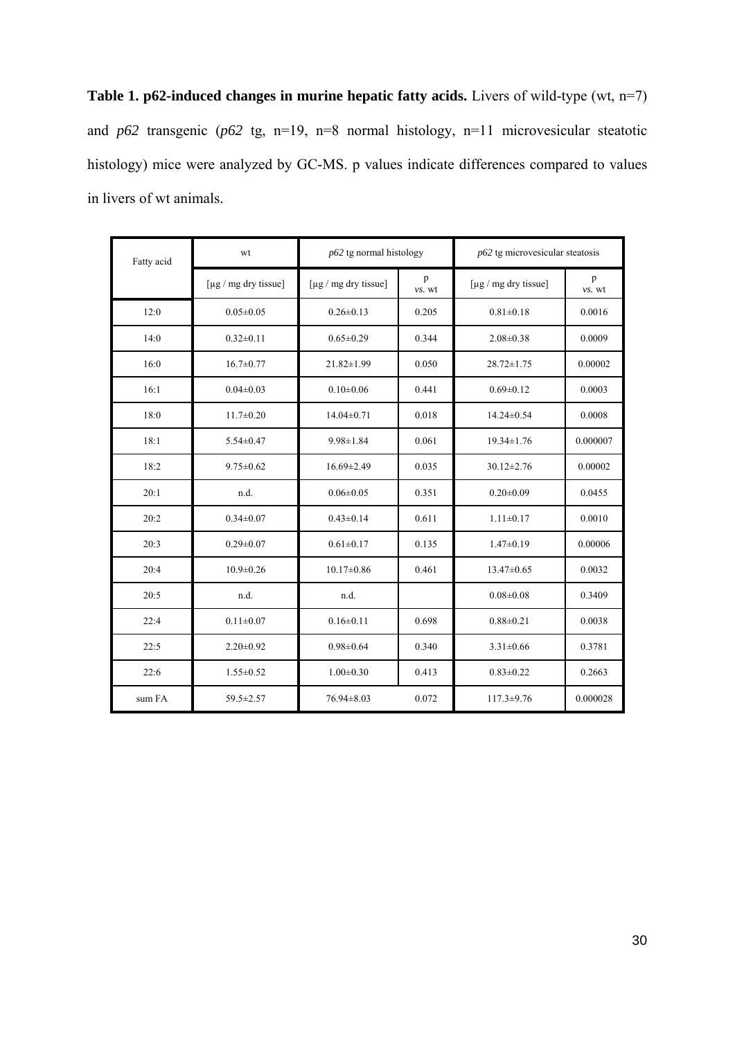**Table 1. p62-induced changes in murine hepatic fatty acids.** Livers of wild-type (wt, n=7) and *p62* transgenic (*p62* tg, n=19, n=8 normal histology, n=11 microvesicular steatotic histology) mice were analyzed by GC-MS. p values indicate differences compared to values in livers of wt animals.

| Fatty acid | wt | *p62* tg normal histology | | *p62* tg microvesicular steatosis | |
|---|---|---|---|---|---|
| | [µg / mg dry tissue] | [µg / mg dry tissue] | p *vs.* wt | [µg / mg dry tissue] | p *vs.* wt |
| 12:0 | 0.05±0.05 | 0.26±0.13 | 0.205 | 0.81±0.18 | 0.0016 |
| 14:0 | 0.32±0.11 | 0.65±0.29 | 0.344 | 2.08±0.38 | 0.0009 |
| 16:0 | 16.7±0.77 | 21.82±1.99 | 0.050 | 28.72±1.75 | 0.00002 |
| 16:1 | 0.04±0.03 | 0.10±0.06 | 0.441 | 0.69±0.12 | 0.0003 |
| 18:0 | 11.7±0.20 | 14.04±0.71 | 0.018 | 14.24±0.54 | 0.0008 |
| 18:1 | 5.54±0.47 | 9.98±1.84 | 0.061 | 19.34±1.76 | 0.000007 |
| 18:2 | 9.75±0.62 | 16.69±2.49 | 0.035 | 30.12±2.76 | 0.00002 |
| 20:1 | n.d. | 0.06±0.05 | 0.351 | 0.20±0.09 | 0.0455 |
| 20:2 | 0.34±0.07 | 0.43±0.14 | 0.611 | 1.11±0.17 | 0.0010 |
| 20:3 | 0.29±0.07 | 0.61±0.17 | 0.135 | 1.47±0.19 | 0.00006 |
| 20:4 | 10.9±0.26 | 10.17±0.86 | 0.461 | 13.47±0.65 | 0.0032 |
| 20:5 | n.d. | n.d. | | 0.08±0.08 | 0.3409 |
| 22:4 | 0.11±0.07 | 0.16±0.11 | 0.698 | 0.88±0.21 | 0.0038 |
| 22:5 | 2.20±0.92 | 0.98±0.64 | 0.340 | 3.31±0.66 | 0.3781 |
| 22:6 | 1.55±0.52 | 1.00±0.30 | 0.413 | 0.83±0.22 | 0.2663 |
| sum FA | 59.5±2.57 | 76.94±8.03 | 0.072 | 117.3±9.76 | 0.000028 |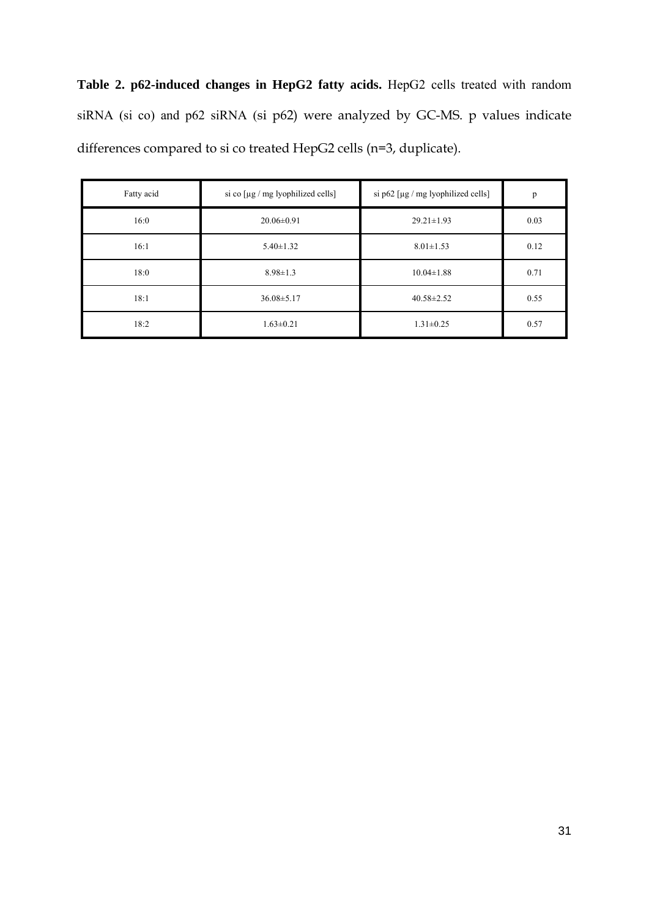**Table 2. p62-induced changes in HepG2 fatty acids.** HepG2 cells treated with random siRNA (si co) and p62 siRNA (si p62) were analyzed by GC-MS. p values indicate differences compared to si co treated HepG2 cells (n=3, duplicate).

| Fatty acid | si co [µg / mg lyophilized cells] | si p62 [µg / mg lyophilized cells] | p |
|---|---|---|---|
| 16:0 | 20.06±0.91 | 29.21±1.93 | 0.03 |
| 16:1 | 5.40±1.32 | 8.01±1.53 | 0.12 |
| 18:0 | 8.98±1.3 | 10.04±1.88 | 0.71 |
| 18:1 | 36.08±5.17 | 40.58±2.52 | 0.55 |
| 18:2 | 1.63±0.21 | 1.31±0.25 | 0.57 |